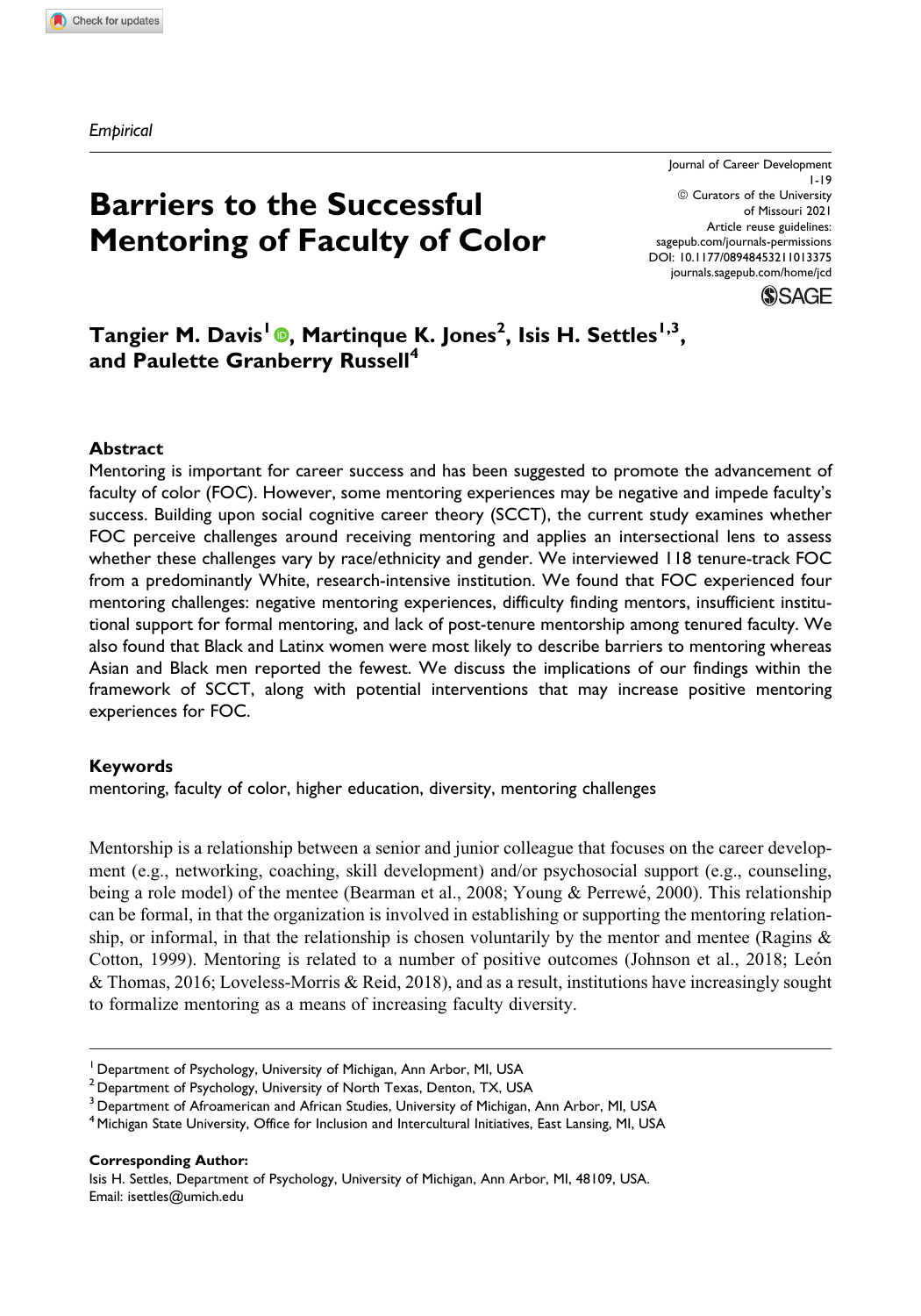*Empirical*

Journal of Career Development
1-19
© Curators of the University of Missouri 2021
Article reuse guidelines:
sagepub.com/journals-permissions
DOI: 10.1177/08948453211013375
journals.sagepub.com/home/jcd

# Barriers to the Successful Mentoring of Faculty of Color

**Tangier M. Davis[1], Martinque K. Jones[2], Isis H. Settles[1,3], and Paulette Granberry Russell[4]**

## Abstract

Mentoring is important for career success and has been suggested to promote the advancement of faculty of color (FOC). However, some mentoring experiences may be negative and impede faculty's success. Building upon social cognitive career theory (SCCT), the current study examines whether FOC perceive challenges around receiving mentoring and applies an intersectional lens to assess whether these challenges vary by race/ethnicity and gender. We interviewed 118 tenure-track FOC from a predominantly White, research-intensive institution. We found that FOC experienced four mentoring challenges: negative mentoring experiences, difficulty finding mentors, insufficient institutional support for formal mentoring, and lack of post-tenure mentorship among tenured faculty. We also found that Black and Latinx women were most likely to describe barriers to mentoring whereas Asian and Black men reported the fewest. We discuss the implications of our findings within the framework of SCCT, along with potential interventions that may increase positive mentoring experiences for FOC.

## Keywords

mentoring, faculty of color, higher education, diversity, mentoring challenges

Mentorship is a relationship between a senior and junior colleague that focuses on the career development (e.g., networking, coaching, skill development) and/or psychosocial support (e.g., counseling, being a role model) of the mentee (Bearman et al., 2008; Young & Perrewé, 2000). This relationship can be formal, in that the organization is involved in establishing or supporting the mentoring relationship, or informal, in that the relationship is chosen voluntarily by the mentor and mentee (Ragins & Cotton, 1999). Mentoring is related to a number of positive outcomes (Johnson et al., 2018; León & Thomas, 2016; Loveless-Morris & Reid, 2018), and as a result, institutions have increasingly sought to formalize mentoring as a means of increasing faculty diversity.

---

[1] Department of Psychology, University of Michigan, Ann Arbor, MI, USA
[2] Department of Psychology, University of North Texas, Denton, TX, USA
[3] Department of Afroamerican and African Studies, University of Michigan, Ann Arbor, MI, USA
[4] Michigan State University, Office for Inclusion and Intercultural Initiatives, East Lansing, MI, USA

**Corresponding Author:**
Isis H. Settles, Department of Psychology, University of Michigan, Ann Arbor, MI, 48109, USA.
Email: isettles@umich.edu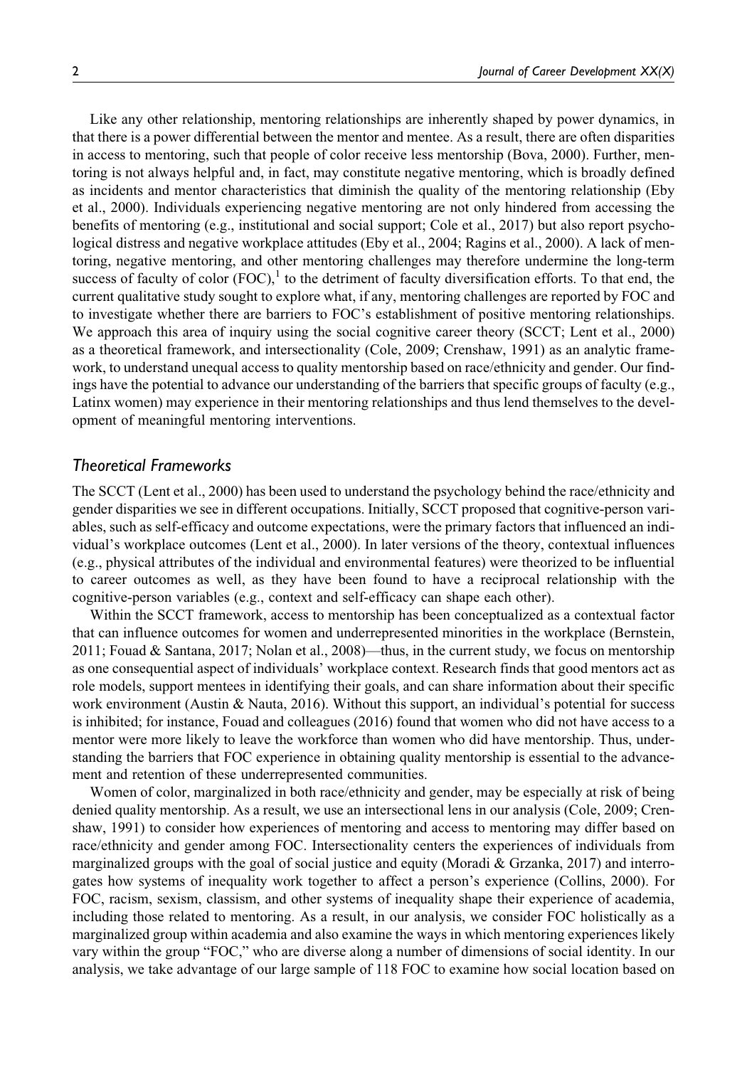Like any other relationship, mentoring relationships are inherently shaped by power dynamics, in that there is a power differential between the mentor and mentee. As a result, there are often disparities in access to mentoring, such that people of color receive less mentorship (Bova, 2000). Further, mentoring is not always helpful and, in fact, may constitute negative mentoring, which is broadly defined as incidents and mentor characteristics that diminish the quality of the mentoring relationship (Eby et al., 2000). Individuals experiencing negative mentoring are not only hindered from accessing the benefits of mentoring (e.g., institutional and social support; Cole et al., 2017) but also report psychological distress and negative workplace attitudes (Eby et al., 2004; Ragins et al., 2000). A lack of mentoring, negative mentoring, and other mentoring challenges may therefore undermine the long-term success of faculty of color (FOC),[1] to the detriment of faculty diversification efforts. To that end, the current qualitative study sought to explore what, if any, mentoring challenges are reported by FOC and to investigate whether there are barriers to FOC's establishment of positive mentoring relationships. We approach this area of inquiry using the social cognitive career theory (SCCT; Lent et al., 2000) as a theoretical framework, and intersectionality (Cole, 2009; Crenshaw, 1991) as an analytic framework, to understand unequal access to quality mentorship based on race/ethnicity and gender. Our findings have the potential to advance our understanding of the barriers that specific groups of faculty (e.g., Latinx women) may experience in their mentoring relationships and thus lend themselves to the development of meaningful mentoring interventions.

## Theoretical Frameworks

The SCCT (Lent et al., 2000) has been used to understand the psychology behind the race/ethnicity and gender disparities we see in different occupations. Initially, SCCT proposed that cognitive-person variables, such as self-efficacy and outcome expectations, were the primary factors that influenced an individual's workplace outcomes (Lent et al., 2000). In later versions of the theory, contextual influences (e.g., physical attributes of the individual and environmental features) were theorized to be influential to career outcomes as well, as they have been found to have a reciprocal relationship with the cognitive-person variables (e.g., context and self-efficacy can shape each other).

Within the SCCT framework, access to mentorship has been conceptualized as a contextual factor that can influence outcomes for women and underrepresented minorities in the workplace (Bernstein, 2011; Fouad & Santana, 2017; Nolan et al., 2008)—thus, in the current study, we focus on mentorship as one consequential aspect of individuals' workplace context. Research finds that good mentors act as role models, support mentees in identifying their goals, and can share information about their specific work environment (Austin & Nauta, 2016). Without this support, an individual's potential for success is inhibited; for instance, Fouad and colleagues (2016) found that women who did not have access to a mentor were more likely to leave the workforce than women who did have mentorship. Thus, understanding the barriers that FOC experience in obtaining quality mentorship is essential to the advancement and retention of these underrepresented communities.

Women of color, marginalized in both race/ethnicity and gender, may be especially at risk of being denied quality mentorship. As a result, we use an intersectional lens in our analysis (Cole, 2009; Crenshaw, 1991) to consider how experiences of mentoring and access to mentoring may differ based on race/ethnicity and gender among FOC. Intersectionality centers the experiences of individuals from marginalized groups with the goal of social justice and equity (Moradi & Grzanka, 2017) and interrogates how systems of inequality work together to affect a person's experience (Collins, 2000). For FOC, racism, sexism, classism, and other systems of inequality shape their experience of academia, including those related to mentoring. As a result, in our analysis, we consider FOC holistically as a marginalized group within academia and also examine the ways in which mentoring experiences likely vary within the group "FOC," who are diverse along a number of dimensions of social identity. In our analysis, we take advantage of our large sample of 118 FOC to examine how social location based on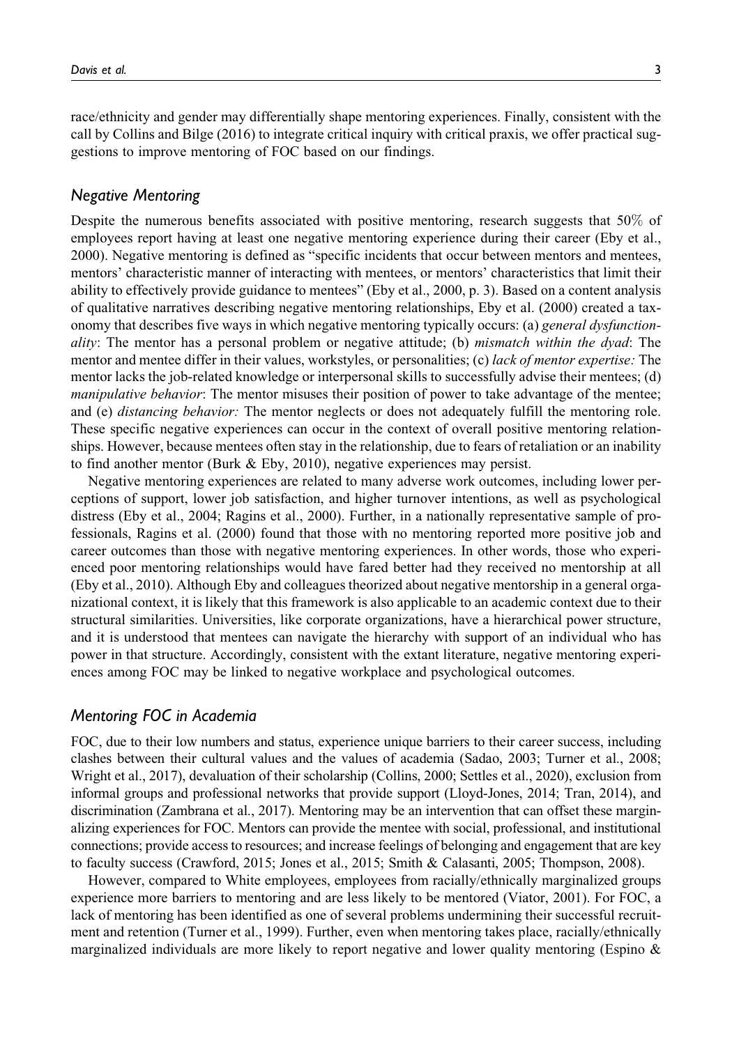race/ethnicity and gender may differentially shape mentoring experiences. Finally, consistent with the call by Collins and Bilge (2016) to integrate critical inquiry with critical praxis, we offer practical suggestions to improve mentoring of FOC based on our findings.

## *Negative Mentoring*

Despite the numerous benefits associated with positive mentoring, research suggests that 50% of employees report having at least one negative mentoring experience during their career (Eby et al., 2000). Negative mentoring is defined as "specific incidents that occur between mentors and mentees, mentors' characteristic manner of interacting with mentees, or mentors' characteristics that limit their ability to effectively provide guidance to mentees" (Eby et al., 2000, p. 3). Based on a content analysis of qualitative narratives describing negative mentoring relationships, Eby et al. (2000) created a taxonomy that describes five ways in which negative mentoring typically occurs: (a) *general dysfunctionality*: The mentor has a personal problem or negative attitude; (b) *mismatch within the dyad*: The mentor and mentee differ in their values, workstyles, or personalities; (c) *lack of mentor expertise:* The mentor lacks the job-related knowledge or interpersonal skills to successfully advise their mentees; (d) *manipulative behavior*: The mentor misuses their position of power to take advantage of the mentee; and (e) *distancing behavior:* The mentor neglects or does not adequately fulfill the mentoring role. These specific negative experiences can occur in the context of overall positive mentoring relationships. However, because mentees often stay in the relationship, due to fears of retaliation or an inability to find another mentor (Burk & Eby, 2010), negative experiences may persist.

Negative mentoring experiences are related to many adverse work outcomes, including lower perceptions of support, lower job satisfaction, and higher turnover intentions, as well as psychological distress (Eby et al., 2004; Ragins et al., 2000). Further, in a nationally representative sample of professionals, Ragins et al. (2000) found that those with no mentoring reported more positive job and career outcomes than those with negative mentoring experiences. In other words, those who experienced poor mentoring relationships would have fared better had they received no mentorship at all (Eby et al., 2010). Although Eby and colleagues theorized about negative mentorship in a general organizational context, it is likely that this framework is also applicable to an academic context due to their structural similarities. Universities, like corporate organizations, have a hierarchical power structure, and it is understood that mentees can navigate the hierarchy with support of an individual who has power in that structure. Accordingly, consistent with the extant literature, negative mentoring experiences among FOC may be linked to negative workplace and psychological outcomes.

## *Mentoring FOC in Academia*

FOC, due to their low numbers and status, experience unique barriers to their career success, including clashes between their cultural values and the values of academia (Sadao, 2003; Turner et al., 2008; Wright et al., 2017), devaluation of their scholarship (Collins, 2000; Settles et al., 2020), exclusion from informal groups and professional networks that provide support (Lloyd-Jones, 2014; Tran, 2014), and discrimination (Zambrana et al., 2017). Mentoring may be an intervention that can offset these marginalizing experiences for FOC. Mentors can provide the mentee with social, professional, and institutional connections; provide access to resources; and increase feelings of belonging and engagement that are key to faculty success (Crawford, 2015; Jones et al., 2015; Smith & Calasanti, 2005; Thompson, 2008).

However, compared to White employees, employees from racially/ethnically marginalized groups experience more barriers to mentoring and are less likely to be mentored (Viator, 2001). For FOC, a lack of mentoring has been identified as one of several problems undermining their successful recruitment and retention (Turner et al., 1999). Further, even when mentoring takes place, racially/ethnically marginalized individuals are more likely to report negative and lower quality mentoring (Espino &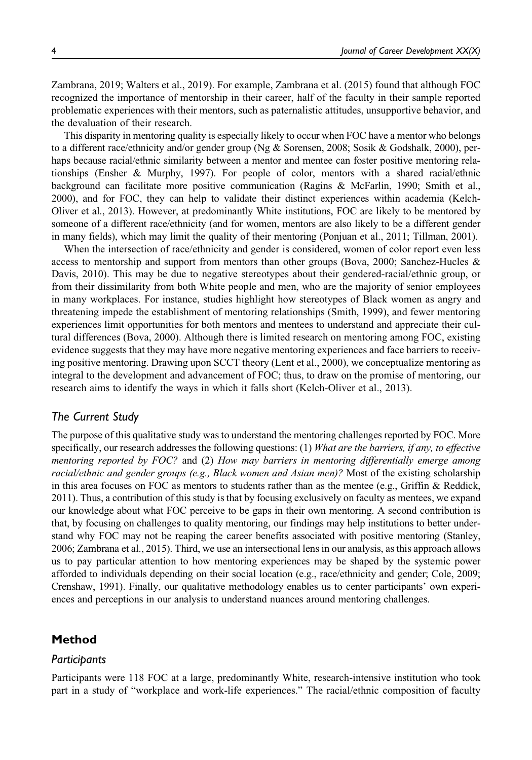Zambrana, 2019; Walters et al., 2019). For example, Zambrana et al. (2015) found that although FOC recognized the importance of mentorship in their career, half of the faculty in their sample reported problematic experiences with their mentors, such as paternalistic attitudes, unsupportive behavior, and the devaluation of their research.

This disparity in mentoring quality is especially likely to occur when FOC have a mentor who belongs to a different race/ethnicity and/or gender group (Ng & Sorensen, 2008; Sosik & Godshalk, 2000), perhaps because racial/ethnic similarity between a mentor and mentee can foster positive mentoring relationships (Ensher & Murphy, 1997). For people of color, mentors with a shared racial/ethnic background can facilitate more positive communication (Ragins & McFarlin, 1990; Smith et al., 2000), and for FOC, they can help to validate their distinct experiences within academia (Kelch-Oliver et al., 2013). However, at predominantly White institutions, FOC are likely to be mentored by someone of a different race/ethnicity (and for women, mentors are also likely to be a different gender in many fields), which may limit the quality of their mentoring (Ponjuan et al., 2011; Tillman, 2001).

When the intersection of race/ethnicity and gender is considered, women of color report even less access to mentorship and support from mentors than other groups (Bova, 2000; Sanchez-Hucles & Davis, 2010). This may be due to negative stereotypes about their gendered-racial/ethnic group, or from their dissimilarity from both White people and men, who are the majority of senior employees in many workplaces. For instance, studies highlight how stereotypes of Black women as angry and threatening impede the establishment of mentoring relationships (Smith, 1999), and fewer mentoring experiences limit opportunities for both mentors and mentees to understand and appreciate their cultural differences (Bova, 2000). Although there is limited research on mentoring among FOC, existing evidence suggests that they may have more negative mentoring experiences and face barriers to receiving positive mentoring. Drawing upon SCCT theory (Lent et al., 2000), we conceptualize mentoring as integral to the development and advancement of FOC; thus, to draw on the promise of mentoring, our research aims to identify the ways in which it falls short (Kelch-Oliver et al., 2013).

### The Current Study

The purpose of this qualitative study was to understand the mentoring challenges reported by FOC. More specifically, our research addresses the following questions: (1) *What are the barriers, if any, to effective mentoring reported by FOC?* and (2) *How may barriers in mentoring differentially emerge among racial/ethnic and gender groups (e.g., Black women and Asian men)?* Most of the existing scholarship in this area focuses on FOC as mentors to students rather than as the mentee (e.g., Griffin & Reddick, 2011). Thus, a contribution of this study is that by focusing exclusively on faculty as mentees, we expand our knowledge about what FOC perceive to be gaps in their own mentoring. A second contribution is that, by focusing on challenges to quality mentoring, our findings may help institutions to better understand why FOC may not be reaping the career benefits associated with positive mentoring (Stanley, 2006; Zambrana et al., 2015). Third, we use an intersectional lens in our analysis, as this approach allows us to pay particular attention to how mentoring experiences may be shaped by the systemic power afforded to individuals depending on their social location (e.g., race/ethnicity and gender; Cole, 2009; Crenshaw, 1991). Finally, our qualitative methodology enables us to center participants' own experiences and perceptions in our analysis to understand nuances around mentoring challenges.

## Method

### Participants

Participants were 118 FOC at a large, predominantly White, research-intensive institution who took part in a study of "workplace and work-life experiences." The racial/ethnic composition of faculty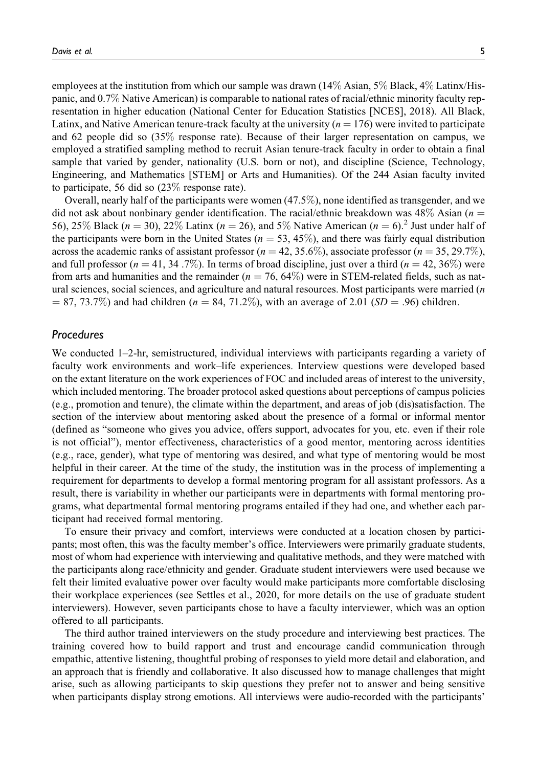employees at the institution from which our sample was drawn (14% Asian, 5% Black, 4% Latinx/Hispanic, and 0.7% Native American) is comparable to national rates of racial/ethnic minority faculty representation in higher education (National Center for Education Statistics [NCES], 2018). All Black, Latinx, and Native American tenure-track faculty at the university ($n = 176$) were invited to participate and 62 people did so (35% response rate). Because of their larger representation on campus, we employed a stratified sampling method to recruit Asian tenure-track faculty in order to obtain a final sample that varied by gender, nationality (U.S. born or not), and discipline (Science, Technology, Engineering, and Mathematics [STEM] or Arts and Humanities). Of the 244 Asian faculty invited to participate, 56 did so (23% response rate).

Overall, nearly half of the participants were women (47.5%), none identified as transgender, and we did not ask about nonbinary gender identification. The racial/ethnic breakdown was 48% Asian ($n = 56$), 25% Black ($n = 30$), 22% Latinx ($n = 26$), and 5% Native American ($n = 6$).[2] Just under half of the participants were born in the United States ($n = 53$, 45%), and there was fairly equal distribution across the academic ranks of assistant professor ($n = 42$, 35.6%), associate professor ($n = 35$, 29.7%), and full professor ($n = 41$, 34 .7%). In terms of broad discipline, just over a third ($n = 42$, 36%) were from arts and humanities and the remainder ($n = 76$, 64%) were in STEM-related fields, such as natural sciences, social sciences, and agriculture and natural resources. Most participants were married ($n = 87$, 73.7%) and had children ($n = 84$, 71.2%), with an average of 2.01 ($SD = .96$) children.

## Procedures

We conducted 1–2-hr, semistructured, individual interviews with participants regarding a variety of faculty work environments and work–life experiences. Interview questions were developed based on the extant literature on the work experiences of FOC and included areas of interest to the university, which included mentoring. The broader protocol asked questions about perceptions of campus policies (e.g., promotion and tenure), the climate within the department, and areas of job (dis)satisfaction. The section of the interview about mentoring asked about the presence of a formal or informal mentor (defined as "someone who gives you advice, offers support, advocates for you, etc. even if their role is not official"), mentor effectiveness, characteristics of a good mentor, mentoring across identities (e.g., race, gender), what type of mentoring was desired, and what type of mentoring would be most helpful in their career. At the time of the study, the institution was in the process of implementing a requirement for departments to develop a formal mentoring program for all assistant professors. As a result, there is variability in whether our participants were in departments with formal mentoring programs, what departmental formal mentoring programs entailed if they had one, and whether each participant had received formal mentoring.

To ensure their privacy and comfort, interviews were conducted at a location chosen by participants; most often, this was the faculty member's office. Interviewers were primarily graduate students, most of whom had experience with interviewing and qualitative methods, and they were matched with the participants along race/ethnicity and gender. Graduate student interviewers were used because we felt their limited evaluative power over faculty would make participants more comfortable disclosing their workplace experiences (see Settles et al., 2020, for more details on the use of graduate student interviewers). However, seven participants chose to have a faculty interviewer, which was an option offered to all participants.

The third author trained interviewers on the study procedure and interviewing best practices. The training covered how to build rapport and trust and encourage candid communication through empathic, attentive listening, thoughtful probing of responses to yield more detail and elaboration, and an approach that is friendly and collaborative. It also discussed how to manage challenges that might arise, such as allowing participants to skip questions they prefer not to answer and being sensitive when participants display strong emotions. All interviews were audio-recorded with the participants'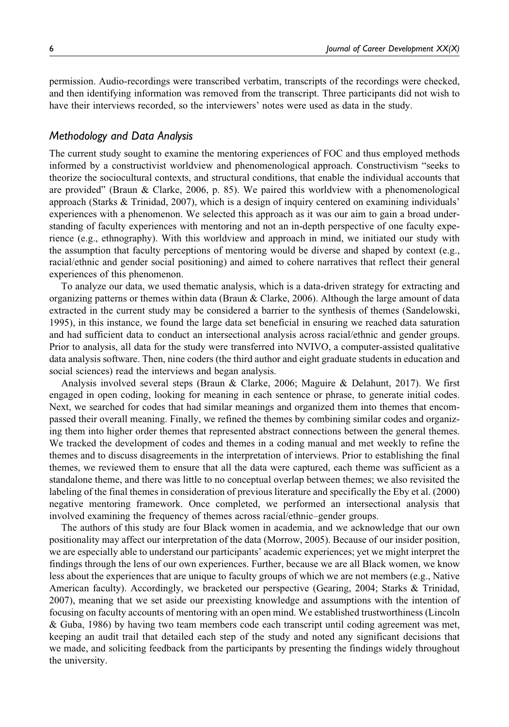permission. Audio-recordings were transcribed verbatim, transcripts of the recordings were checked, and then identifying information was removed from the transcript. Three participants did not wish to have their interviews recorded, so the interviewers' notes were used as data in the study.

### *Methodology and Data Analysis*

The current study sought to examine the mentoring experiences of FOC and thus employed methods informed by a constructivist worldview and phenomenological approach. Constructivism "seeks to theorize the sociocultural contexts, and structural conditions, that enable the individual accounts that are provided" (Braun & Clarke, 2006, p. 85). We paired this worldview with a phenomenological approach (Starks & Trinidad, 2007), which is a design of inquiry centered on examining individuals' experiences with a phenomenon. We selected this approach as it was our aim to gain a broad understanding of faculty experiences with mentoring and not an in-depth perspective of one faculty experience (e.g., ethnography). With this worldview and approach in mind, we initiated our study with the assumption that faculty perceptions of mentoring would be diverse and shaped by context (e.g., racial/ethnic and gender social positioning) and aimed to cohere narratives that reflect their general experiences of this phenomenon.

To analyze our data, we used thematic analysis, which is a data-driven strategy for extracting and organizing patterns or themes within data (Braun & Clarke, 2006). Although the large amount of data extracted in the current study may be considered a barrier to the synthesis of themes (Sandelowski, 1995), in this instance, we found the large data set beneficial in ensuring we reached data saturation and had sufficient data to conduct an intersectional analysis across racial/ethnic and gender groups. Prior to analysis, all data for the study were transferred into NVIVO, a computer-assisted qualitative data analysis software. Then, nine coders (the third author and eight graduate students in education and social sciences) read the interviews and began analysis.

Analysis involved several steps (Braun & Clarke, 2006; Maguire & Delahunt, 2017). We first engaged in open coding, looking for meaning in each sentence or phrase, to generate initial codes. Next, we searched for codes that had similar meanings and organized them into themes that encompassed their overall meaning. Finally, we refined the themes by combining similar codes and organizing them into higher order themes that represented abstract connections between the general themes. We tracked the development of codes and themes in a coding manual and met weekly to refine the themes and to discuss disagreements in the interpretation of interviews. Prior to establishing the final themes, we reviewed them to ensure that all the data were captured, each theme was sufficient as a standalone theme, and there was little to no conceptual overlap between themes; we also revisited the labeling of the final themes in consideration of previous literature and specifically the Eby et al. (2000) negative mentoring framework. Once completed, we performed an intersectional analysis that involved examining the frequency of themes across racial/ethnic–gender groups.

The authors of this study are four Black women in academia, and we acknowledge that our own positionality may affect our interpretation of the data (Morrow, 2005). Because of our insider position, we are especially able to understand our participants' academic experiences; yet we might interpret the findings through the lens of our own experiences. Further, because we are all Black women, we know less about the experiences that are unique to faculty groups of which we are not members (e.g., Native American faculty). Accordingly, we bracketed our perspective (Gearing, 2004; Starks & Trinidad, 2007), meaning that we set aside our preexisting knowledge and assumptions with the intention of focusing on faculty accounts of mentoring with an open mind. We established trustworthiness (Lincoln & Guba, 1986) by having two team members code each transcript until coding agreement was met, keeping an audit trail that detailed each step of the study and noted any significant decisions that we made, and soliciting feedback from the participants by presenting the findings widely throughout the university.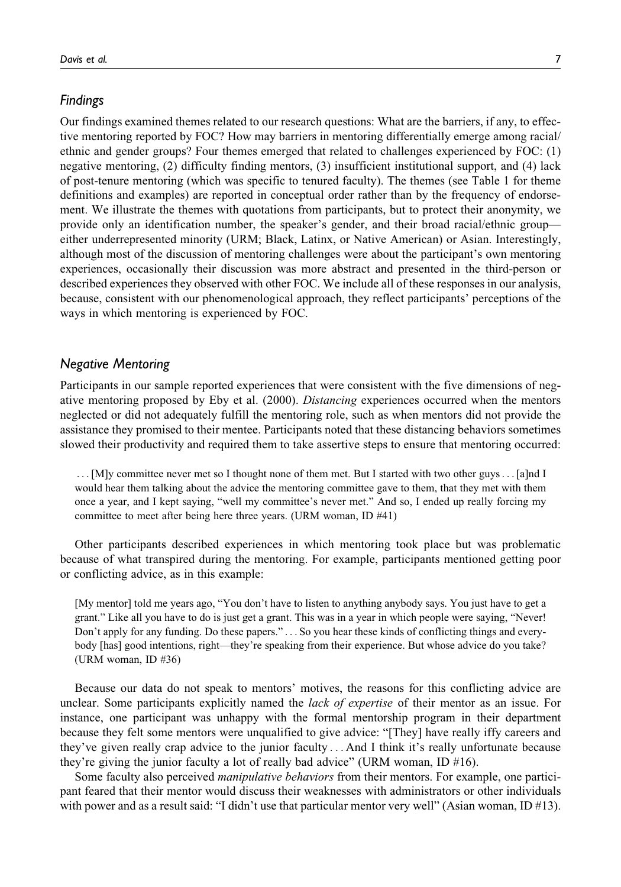## *Findings*

Our findings examined themes related to our research questions: What are the barriers, if any, to effective mentoring reported by FOC? How may barriers in mentoring differentially emerge among racial/ethnic and gender groups? Four themes emerged that related to challenges experienced by FOC: (1) negative mentoring, (2) difficulty finding mentors, (3) insufficient institutional support, and (4) lack of post-tenure mentoring (which was specific to tenured faculty). The themes (see Table 1 for theme definitions and examples) are reported in conceptual order rather than by the frequency of endorsement. We illustrate the themes with quotations from participants, but to protect their anonymity, we provide only an identification number, the speaker's gender, and their broad racial/ethnic group—either underrepresented minority (URM; Black, Latinx, or Native American) or Asian. Interestingly, although most of the discussion of mentoring challenges were about the participant's own mentoring experiences, occasionally their discussion was more abstract and presented in the third-person or described experiences they observed with other FOC. We include all of these responses in our analysis, because, consistent with our phenomenological approach, they reflect participants' perceptions of the ways in which mentoring is experienced by FOC.

## *Negative Mentoring*

Participants in our sample reported experiences that were consistent with the five dimensions of negative mentoring proposed by Eby et al. (2000). *Distancing* experiences occurred when the mentors neglected or did not adequately fulfill the mentoring role, such as when mentors did not provide the assistance they promised to their mentee. Participants noted that these distancing behaviors sometimes slowed their productivity and required them to take assertive steps to ensure that mentoring occurred:

> . . . [M]y committee never met so I thought none of them met. But I started with two other guys . . . [a]nd I would hear them talking about the advice the mentoring committee gave to them, that they met with them once a year, and I kept saying, "well my committee's never met." And so, I ended up really forcing my committee to meet after being here three years. (URM woman, ID #41)

Other participants described experiences in which mentoring took place but was problematic because of what transpired during the mentoring. For example, participants mentioned getting poor or conflicting advice, as in this example:

> [My mentor] told me years ago, "You don't have to listen to anything anybody says. You just have to get a grant." Like all you have to do is just get a grant. This was in a year in which people were saying, "Never! Don't apply for any funding. Do these papers." . . . So you hear these kinds of conflicting things and everybody [has] good intentions, right—they're speaking from their experience. But whose advice do you take? (URM woman, ID #36)

Because our data do not speak to mentors' motives, the reasons for this conflicting advice are unclear. Some participants explicitly named the *lack of expertise* of their mentor as an issue. For instance, one participant was unhappy with the formal mentorship program in their department because they felt some mentors were unqualified to give advice: "[They] have really iffy careers and they've given really crap advice to the junior faculty . . . And I think it's really unfortunate because they're giving the junior faculty a lot of really bad advice" (URM woman, ID #16).

Some faculty also perceived *manipulative behaviors* from their mentors. For example, one participant feared that their mentor would discuss their weaknesses with administrators or other individuals with power and as a result said: "I didn't use that particular mentor very well" (Asian woman, ID #13).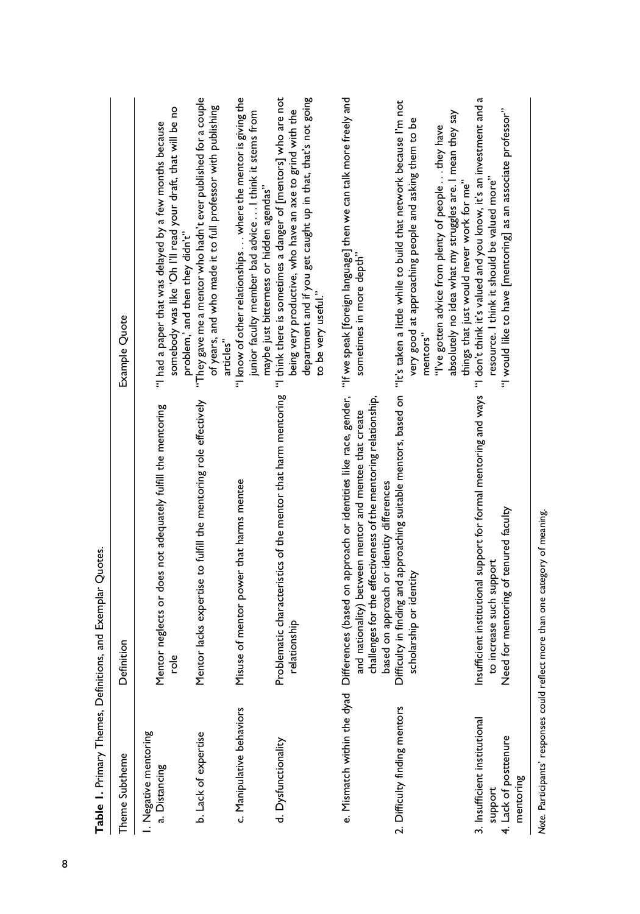**Table 1.** Primary Themes, Definitions, and Exemplar Quotes.

| Theme Subtheme | Definition | Example Quote |
|---|---|---|
| 1. Negative mentoring | | |
| a. Distancing | Mentor neglects or does not adequately fulfill the mentoring role | "I had a paper that was delayed by a few months because somebody was like 'Oh I'll read your draft, that will be no problem,' and then they didn't" |
| b. Lack of expertise | Mentor lacks expertise to fulfill the mentoring role effectively | "They gave me a mentor who hadn't ever published for a couple of years, and who made it to full professor with publishing articles" |
| c. Manipulative behaviors | Misuse of mentor power that harms mentee | "I know of other relationships . . . where the mentor is giving the junior faculty member bad advice . . . I think it stems from maybe just bitterness or hidden agendas" |
| d. Dysfunctionality | Problematic characteristics of the mentor that harm mentoring relationship | "I think there is sometimes a danger of [mentors] who are not being very productive, who have an axe to grind with the department and if you get caught up in that, that's not going to be very useful." |
| e. Mismatch within the dyad | Differences (based on approach or identities like race, gender, and nationality) between mentor and mentee that create challenges for the effectiveness of the mentoring relationship, based on approach or identity differences | "If we speak [foreign language] then we can talk more freely and sometimes in more depth" |
| 2. Difficulty finding mentors | Difficulty in finding and approaching suitable mentors, based on scholarship or identity | "It's taken a little while to build that network because I'm not very good at approaching people and asking them to be mentors"<br>"I've gotten advice from plenty of people . . . they have absolutely no idea what my struggles are. I mean they say things that just would never work for me" |
| 3. Insufficient institutional support | Insufficient institutional support for formal mentoring and ways to increase such support | "I don't think it's valued and you know, it's an investment and a resource. I think it should be valued more" |
| 4. Lack of posttenure mentoring | Need for mentoring of tenured faculty | "I would like to have [mentoring] as an associate professor" |

*Note.* Participants' responses could reflect more than one category of meaning.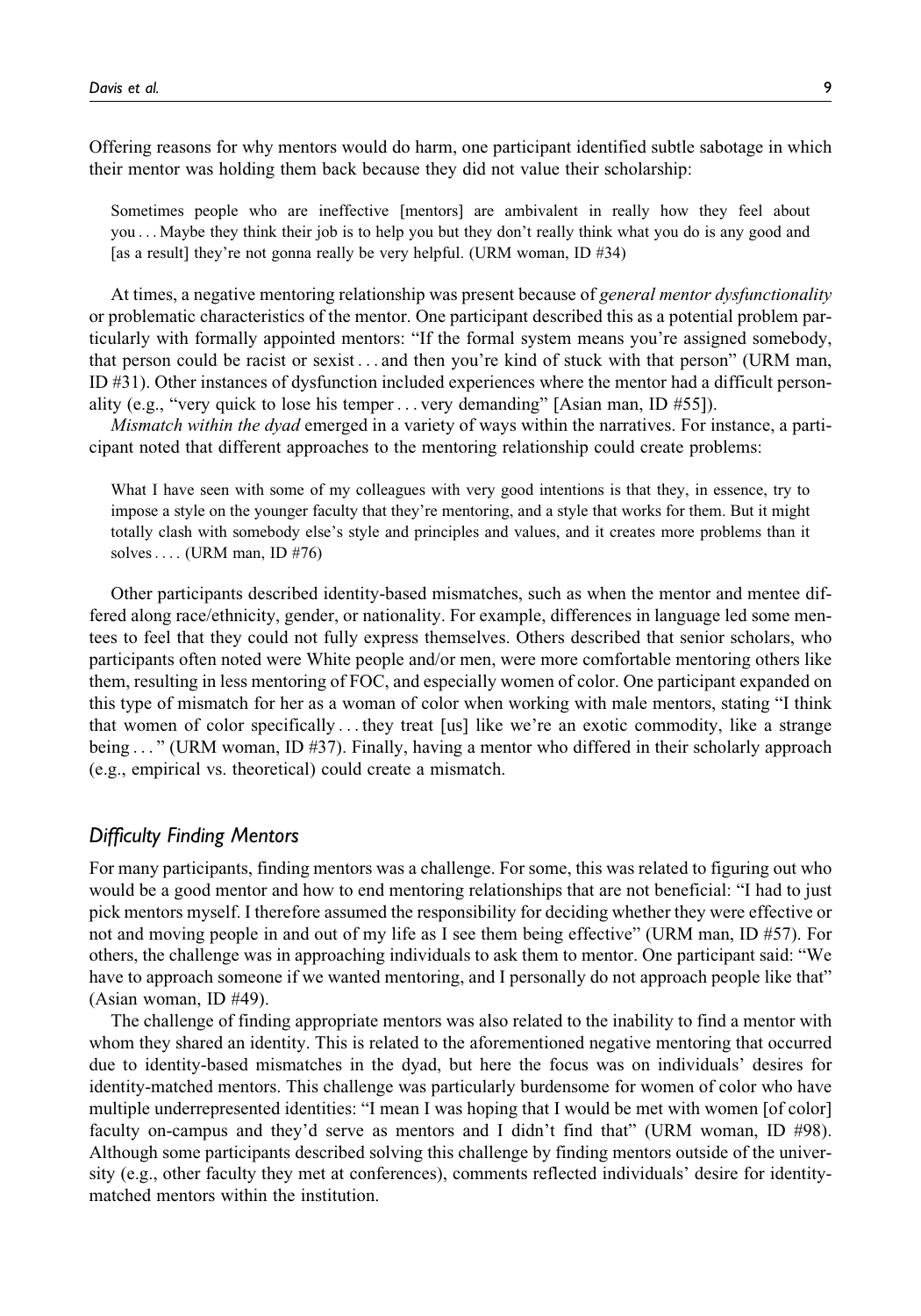Offering reasons for why mentors would do harm, one participant identified subtle sabotage in which their mentor was holding them back because they did not value their scholarship:

> Sometimes people who are ineffective [mentors] are ambivalent in really how they feel about you . . . Maybe they think their job is to help you but they don't really think what you do is any good and [as a result] they're not gonna really be very helpful. (URM woman, ID #34)

At times, a negative mentoring relationship was present because of *general mentor dysfunctionality* or problematic characteristics of the mentor. One participant described this as a potential problem particularly with formally appointed mentors: "If the formal system means you're assigned somebody, that person could be racist or sexist . . . and then you're kind of stuck with that person" (URM man, ID #31). Other instances of dysfunction included experiences where the mentor had a difficult personality (e.g., "very quick to lose his temper . . . very demanding" [Asian man, ID #55]).

*Mismatch within the dyad* emerged in a variety of ways within the narratives. For instance, a participant noted that different approaches to the mentoring relationship could create problems:

> What I have seen with some of my colleagues with very good intentions is that they, in essence, try to impose a style on the younger faculty that they're mentoring, and a style that works for them. But it might totally clash with somebody else's style and principles and values, and it creates more problems than it solves . . . . (URM man, ID #76)

Other participants described identity-based mismatches, such as when the mentor and mentee differed along race/ethnicity, gender, or nationality. For example, differences in language led some mentees to feel that they could not fully express themselves. Others described that senior scholars, who participants often noted were White people and/or men, were more comfortable mentoring others like them, resulting in less mentoring of FOC, and especially women of color. One participant expanded on this type of mismatch for her as a woman of color when working with male mentors, stating "I think that women of color specifically . . . they treat [us] like we're an exotic commodity, like a strange being . . . " (URM woman, ID #37). Finally, having a mentor who differed in their scholarly approach (e.g., empirical vs. theoretical) could create a mismatch.

## *Difficulty Finding Mentors*

For many participants, finding mentors was a challenge. For some, this was related to figuring out who would be a good mentor and how to end mentoring relationships that are not beneficial: "I had to just pick mentors myself. I therefore assumed the responsibility for deciding whether they were effective or not and moving people in and out of my life as I see them being effective" (URM man, ID #57). For others, the challenge was in approaching individuals to ask them to mentor. One participant said: "We have to approach someone if we wanted mentoring, and I personally do not approach people like that" (Asian woman, ID #49).

The challenge of finding appropriate mentors was also related to the inability to find a mentor with whom they shared an identity. This is related to the aforementioned negative mentoring that occurred due to identity-based mismatches in the dyad, but here the focus was on individuals' desires for identity-matched mentors. This challenge was particularly burdensome for women of color who have multiple underrepresented identities: "I mean I was hoping that I would be met with women [of color] faculty on-campus and they'd serve as mentors and I didn't find that" (URM woman, ID #98). Although some participants described solving this challenge by finding mentors outside of the university (e.g., other faculty they met at conferences), comments reflected individuals' desire for identity-matched mentors within the institution.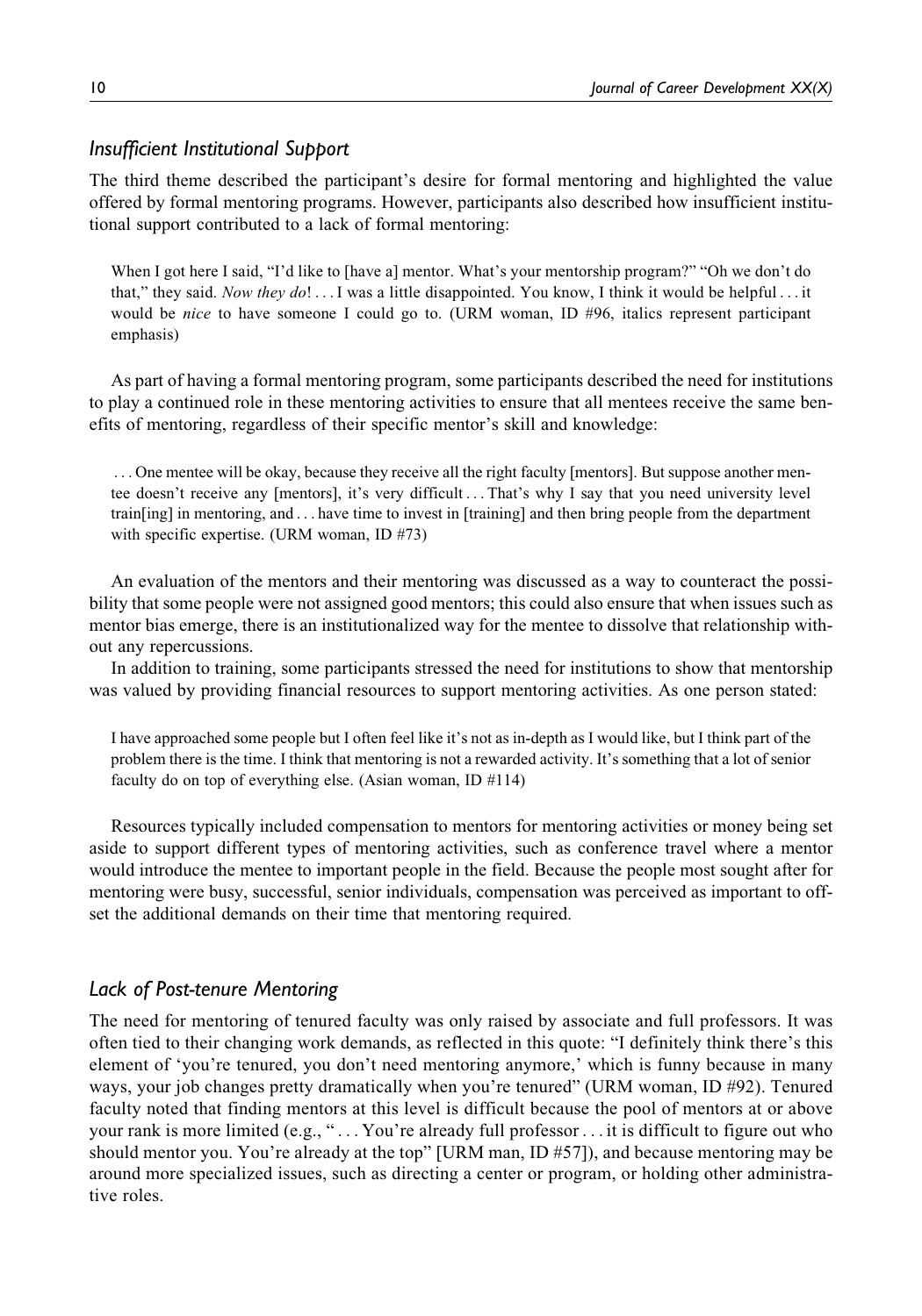### *Insufficient Institutional Support*

The third theme described the participant's desire for formal mentoring and highlighted the value offered by formal mentoring programs. However, participants also described how insufficient institutional support contributed to a lack of formal mentoring:

> When I got here I said, "I'd like to [have a] mentor. What's your mentorship program?" "Oh we don't do that," they said. *Now they do*! . . . I was a little disappointed. You know, I think it would be helpful . . . it would be *nice* to have someone I could go to. (URM woman, ID #96, italics represent participant emphasis)

As part of having a formal mentoring program, some participants described the need for institutions to play a continued role in these mentoring activities to ensure that all mentees receive the same benefits of mentoring, regardless of their specific mentor's skill and knowledge:

> . . . One mentee will be okay, because they receive all the right faculty [mentors]. But suppose another mentee doesn't receive any [mentors], it's very difficult . . . That's why I say that you need university level train[ing] in mentoring, and . . . have time to invest in [training] and then bring people from the department with specific expertise. (URM woman, ID #73)

An evaluation of the mentors and their mentoring was discussed as a way to counteract the possibility that some people were not assigned good mentors; this could also ensure that when issues such as mentor bias emerge, there is an institutionalized way for the mentee to dissolve that relationship without any repercussions.

In addition to training, some participants stressed the need for institutions to show that mentorship was valued by providing financial resources to support mentoring activities. As one person stated:

> I have approached some people but I often feel like it's not as in-depth as I would like, but I think part of the problem there is the time. I think that mentoring is not a rewarded activity. It's something that a lot of senior faculty do on top of everything else. (Asian woman, ID #114)

Resources typically included compensation to mentors for mentoring activities or money being set aside to support different types of mentoring activities, such as conference travel where a mentor would introduce the mentee to important people in the field. Because the people most sought after for mentoring were busy, successful, senior individuals, compensation was perceived as important to offset the additional demands on their time that mentoring required.

### *Lack of Post-tenure Mentoring*

The need for mentoring of tenured faculty was only raised by associate and full professors. It was often tied to their changing work demands, as reflected in this quote: "I definitely think there's this element of 'you're tenured, you don't need mentoring anymore,' which is funny because in many ways, your job changes pretty dramatically when you're tenured" (URM woman, ID #92). Tenured faculty noted that finding mentors at this level is difficult because the pool of mentors at or above your rank is more limited (e.g., " . . . You're already full professor . . . it is difficult to figure out who should mentor you. You're already at the top" [URM man, ID #57]), and because mentoring may be around more specialized issues, such as directing a center or program, or holding other administrative roles.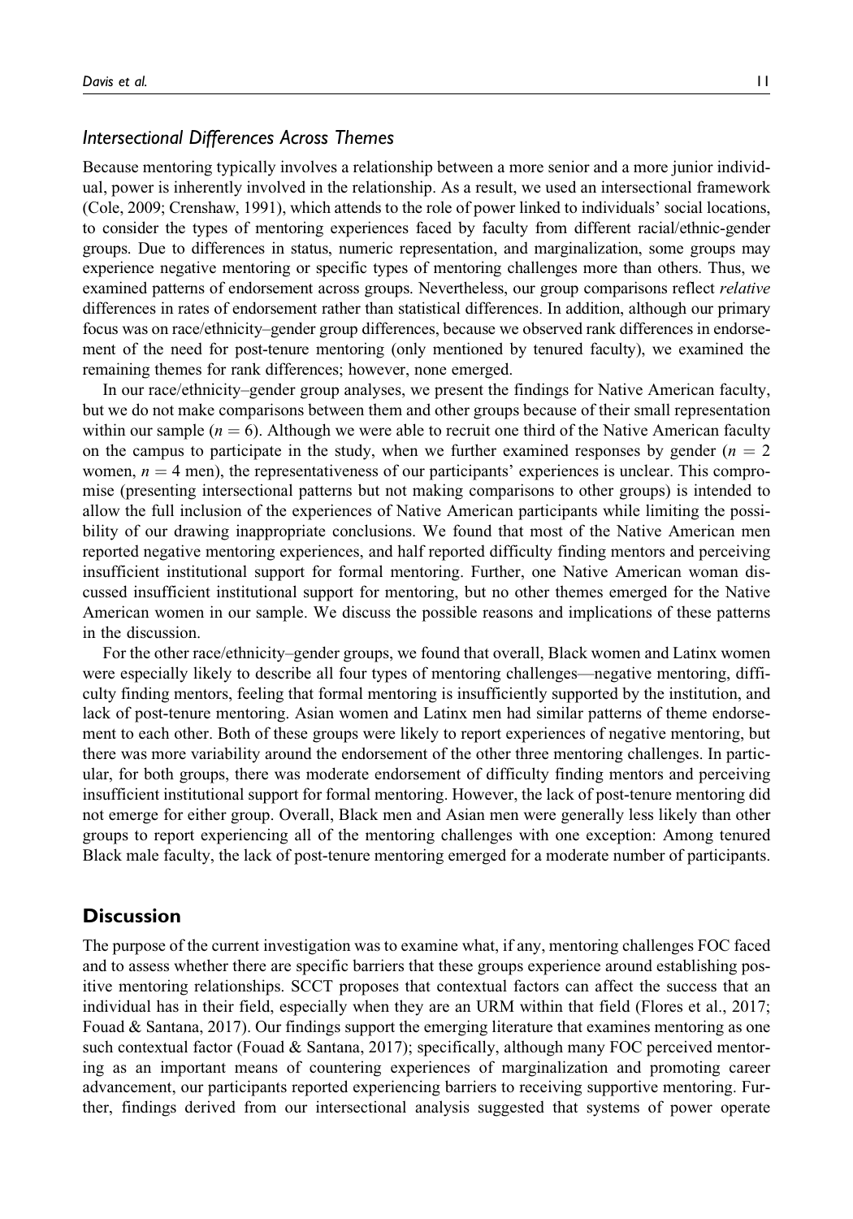### *Intersectional Differences Across Themes*

Because mentoring typically involves a relationship between a more senior and a more junior individual, power is inherently involved in the relationship. As a result, we used an intersectional framework (Cole, 2009; Crenshaw, 1991), which attends to the role of power linked to individuals' social locations, to consider the types of mentoring experiences faced by faculty from different racial/ethnic-gender groups. Due to differences in status, numeric representation, and marginalization, some groups may experience negative mentoring or specific types of mentoring challenges more than others. Thus, we examined patterns of endorsement across groups. Nevertheless, our group comparisons reflect *relative* differences in rates of endorsement rather than statistical differences. In addition, although our primary focus was on race/ethnicity–gender group differences, because we observed rank differences in endorsement of the need for post-tenure mentoring (only mentioned by tenured faculty), we examined the remaining themes for rank differences; however, none emerged.

In our race/ethnicity–gender group analyses, we present the findings for Native American faculty, but we do not make comparisons between them and other groups because of their small representation within our sample ($n = 6$). Although we were able to recruit one third of the Native American faculty on the campus to participate in the study, when we further examined responses by gender ($n = 2$ women, $n = 4$ men), the representativeness of our participants' experiences is unclear. This compromise (presenting intersectional patterns but not making comparisons to other groups) is intended to allow the full inclusion of the experiences of Native American participants while limiting the possibility of our drawing inappropriate conclusions. We found that most of the Native American men reported negative mentoring experiences, and half reported difficulty finding mentors and perceiving insufficient institutional support for formal mentoring. Further, one Native American woman discussed insufficient institutional support for mentoring, but no other themes emerged for the Native American women in our sample. We discuss the possible reasons and implications of these patterns in the discussion.

For the other race/ethnicity–gender groups, we found that overall, Black women and Latinx women were especially likely to describe all four types of mentoring challenges—negative mentoring, difficulty finding mentors, feeling that formal mentoring is insufficiently supported by the institution, and lack of post-tenure mentoring. Asian women and Latinx men had similar patterns of theme endorsement to each other. Both of these groups were likely to report experiences of negative mentoring, but there was more variability around the endorsement of the other three mentoring challenges. In particular, for both groups, there was moderate endorsement of difficulty finding mentors and perceiving insufficient institutional support for formal mentoring. However, the lack of post-tenure mentoring did not emerge for either group. Overall, Black men and Asian men were generally less likely than other groups to report experiencing all of the mentoring challenges with one exception: Among tenured Black male faculty, the lack of post-tenure mentoring emerged for a moderate number of participants.

## Discussion

The purpose of the current investigation was to examine what, if any, mentoring challenges FOC faced and to assess whether there are specific barriers that these groups experience around establishing positive mentoring relationships. SCCT proposes that contextual factors can affect the success that an individual has in their field, especially when they are an URM within that field (Flores et al., 2017; Fouad & Santana, 2017). Our findings support the emerging literature that examines mentoring as one such contextual factor (Fouad & Santana, 2017); specifically, although many FOC perceived mentoring as an important means of countering experiences of marginalization and promoting career advancement, our participants reported experiencing barriers to receiving supportive mentoring. Further, findings derived from our intersectional analysis suggested that systems of power operate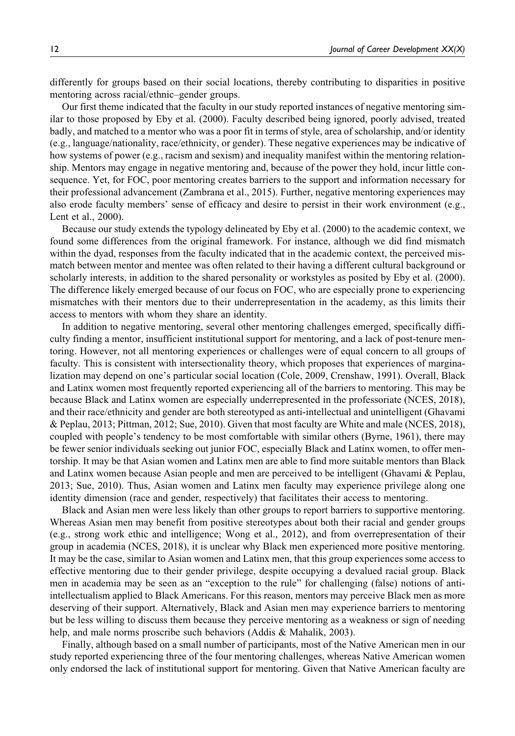differently for groups based on their social locations, thereby contributing to disparities in positive mentoring across racial/ethnic–gender groups.

Our first theme indicated that the faculty in our study reported instances of negative mentoring similar to those proposed by Eby et al. (2000). Faculty described being ignored, poorly advised, treated badly, and matched to a mentor who was a poor fit in terms of style, area of scholarship, and/or identity (e.g., language/nationality, race/ethnicity, or gender). These negative experiences may be indicative of how systems of power (e.g., racism and sexism) and inequality manifest within the mentoring relationship. Mentors may engage in negative mentoring and, because of the power they hold, incur little consequence. Yet, for FOC, poor mentoring creates barriers to the support and information necessary for their professional advancement (Zambrana et al., 2015). Further, negative mentoring experiences may also erode faculty members' sense of efficacy and desire to persist in their work environment (e.g., Lent et al., 2000).

Because our study extends the typology delineated by Eby et al. (2000) to the academic context, we found some differences from the original framework. For instance, although we did find mismatch within the dyad, responses from the faculty indicated that in the academic context, the perceived mismatch between mentor and mentee was often related to their having a different cultural background or scholarly interests, in addition to the shared personality or workstyles as posited by Eby et al. (2000). The difference likely emerged because of our focus on FOC, who are especially prone to experiencing mismatches with their mentors due to their underrepresentation in the academy, as this limits their access to mentors with whom they share an identity.

In addition to negative mentoring, several other mentoring challenges emerged, specifically difficulty finding a mentor, insufficient institutional support for mentoring, and a lack of post-tenure mentoring. However, not all mentoring experiences or challenges were of equal concern to all groups of faculty. This is consistent with intersectionality theory, which proposes that experiences of marginalization may depend on one's particular social location (Cole, 2009, Crenshaw, 1991). Overall, Black and Latinx women most frequently reported experiencing all of the barriers to mentoring. This may be because Black and Latinx women are especially underrepresented in the professoriate (NCES, 2018), and their race/ethnicity and gender are both stereotyped as anti-intellectual and unintelligent (Ghavami & Peplau, 2013; Pittman, 2012; Sue, 2010). Given that most faculty are White and male (NCES, 2018), coupled with people's tendency to be most comfortable with similar others (Byrne, 1961), there may be fewer senior individuals seeking out junior FOC, especially Black and Latinx women, to offer mentorship. It may be that Asian women and Latinx men are able to find more suitable mentors than Black and Latinx women because Asian people and men are perceived to be intelligent (Ghavami & Peplau, 2013; Sue, 2010). Thus, Asian women and Latinx men faculty may experience privilege along one identity dimension (race and gender, respectively) that facilitates their access to mentoring.

Black and Asian men were less likely than other groups to report barriers to supportive mentoring. Whereas Asian men may benefit from positive stereotypes about both their racial and gender groups (e.g., strong work ethic and intelligence; Wong et al., 2012), and from overrepresentation of their group in academia (NCES, 2018), it is unclear why Black men experienced more positive mentoring. It may be the case, similar to Asian women and Latinx men, that this group experiences some access to effective mentoring due to their gender privilege, despite occupying a devalued racial group. Black men in academia may be seen as an "exception to the rule" for challenging (false) notions of anti-intellectualism applied to Black Americans. For this reason, mentors may perceive Black men as more deserving of their support. Alternatively, Black and Asian men may experience barriers to mentoring but be less willing to discuss them because they perceive mentoring as a weakness or sign of needing help, and male norms proscribe such behaviors (Addis & Mahalik, 2003).

Finally, although based on a small number of participants, most of the Native American men in our study reported experiencing three of the four mentoring challenges, whereas Native American women only endorsed the lack of institutional support for mentoring. Given that Native American faculty are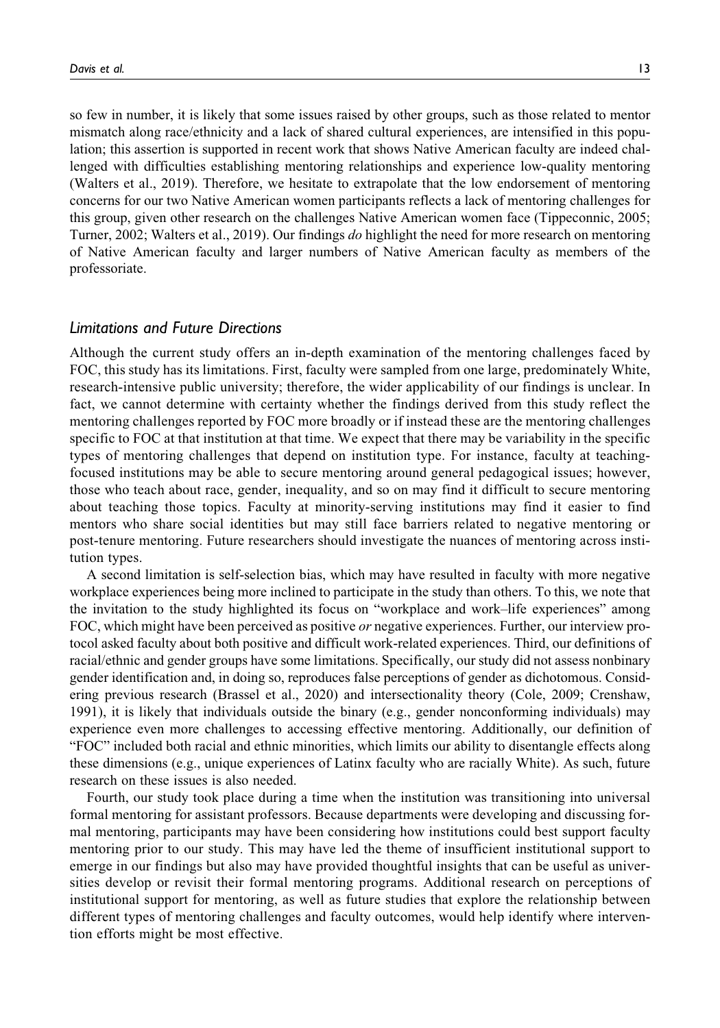so few in number, it is likely that some issues raised by other groups, such as those related to mentor mismatch along race/ethnicity and a lack of shared cultural experiences, are intensified in this population; this assertion is supported in recent work that shows Native American faculty are indeed challenged with difficulties establishing mentoring relationships and experience low-quality mentoring (Walters et al., 2019). Therefore, we hesitate to extrapolate that the low endorsement of mentoring concerns for our two Native American women participants reflects a lack of mentoring challenges for this group, given other research on the challenges Native American women face (Tippeconnic, 2005; Turner, 2002; Walters et al., 2019). Our findings *do* highlight the need for more research on mentoring of Native American faculty and larger numbers of Native American faculty as members of the professoriate.

### *Limitations and Future Directions*

Although the current study offers an in-depth examination of the mentoring challenges faced by FOC, this study has its limitations. First, faculty were sampled from one large, predominately White, research-intensive public university; therefore, the wider applicability of our findings is unclear. In fact, we cannot determine with certainty whether the findings derived from this study reflect the mentoring challenges reported by FOC more broadly or if instead these are the mentoring challenges specific to FOC at that institution at that time. We expect that there may be variability in the specific types of mentoring challenges that depend on institution type. For instance, faculty at teaching-focused institutions may be able to secure mentoring around general pedagogical issues; however, those who teach about race, gender, inequality, and so on may find it difficult to secure mentoring about teaching those topics. Faculty at minority-serving institutions may find it easier to find mentors who share social identities but may still face barriers related to negative mentoring or post-tenure mentoring. Future researchers should investigate the nuances of mentoring across institution types.

A second limitation is self-selection bias, which may have resulted in faculty with more negative workplace experiences being more inclined to participate in the study than others. To this, we note that the invitation to the study highlighted its focus on "workplace and work–life experiences" among FOC, which might have been perceived as positive *or* negative experiences. Further, our interview protocol asked faculty about both positive and difficult work-related experiences. Third, our definitions of racial/ethnic and gender groups have some limitations. Specifically, our study did not assess nonbinary gender identification and, in doing so, reproduces false perceptions of gender as dichotomous. Considering previous research (Brassel et al., 2020) and intersectionality theory (Cole, 2009; Crenshaw, 1991), it is likely that individuals outside the binary (e.g., gender nonconforming individuals) may experience even more challenges to accessing effective mentoring. Additionally, our definition of "FOC" included both racial and ethnic minorities, which limits our ability to disentangle effects along these dimensions (e.g., unique experiences of Latinx faculty who are racially White). As such, future research on these issues is also needed.

Fourth, our study took place during a time when the institution was transitioning into universal formal mentoring for assistant professors. Because departments were developing and discussing formal mentoring, participants may have been considering how institutions could best support faculty mentoring prior to our study. This may have led the theme of insufficient institutional support to emerge in our findings but also may have provided thoughtful insights that can be useful as universities develop or revisit their formal mentoring programs. Additional research on perceptions of institutional support for mentoring, as well as future studies that explore the relationship between different types of mentoring challenges and faculty outcomes, would help identify where intervention efforts might be most effective.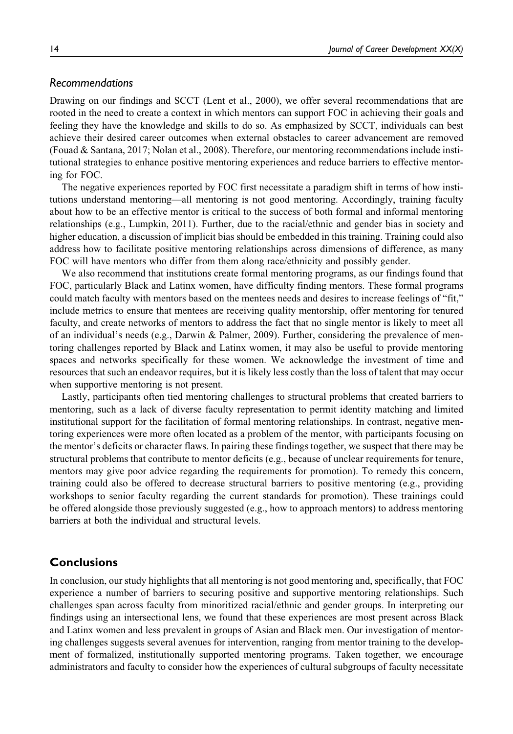### *Recommendations*

Drawing on our findings and SCCT (Lent et al., 2000), we offer several recommendations that are rooted in the need to create a context in which mentors can support FOC in achieving their goals and feeling they have the knowledge and skills to do so. As emphasized by SCCT, individuals can best achieve their desired career outcomes when external obstacles to career advancement are removed (Fouad & Santana, 2017; Nolan et al., 2008). Therefore, our mentoring recommendations include institutional strategies to enhance positive mentoring experiences and reduce barriers to effective mentoring for FOC.

The negative experiences reported by FOC first necessitate a paradigm shift in terms of how institutions understand mentoring—all mentoring is not good mentoring. Accordingly, training faculty about how to be an effective mentor is critical to the success of both formal and informal mentoring relationships (e.g., Lumpkin, 2011). Further, due to the racial/ethnic and gender bias in society and higher education, a discussion of implicit bias should be embedded in this training. Training could also address how to facilitate positive mentoring relationships across dimensions of difference, as many FOC will have mentors who differ from them along race/ethnicity and possibly gender.

We also recommend that institutions create formal mentoring programs, as our findings found that FOC, particularly Black and Latinx women, have difficulty finding mentors. These formal programs could match faculty with mentors based on the mentees needs and desires to increase feelings of "fit," include metrics to ensure that mentees are receiving quality mentorship, offer mentoring for tenured faculty, and create networks of mentors to address the fact that no single mentor is likely to meet all of an individual's needs (e.g., Darwin & Palmer, 2009). Further, considering the prevalence of mentoring challenges reported by Black and Latinx women, it may also be useful to provide mentoring spaces and networks specifically for these women. We acknowledge the investment of time and resources that such an endeavor requires, but it is likely less costly than the loss of talent that may occur when supportive mentoring is not present.

Lastly, participants often tied mentoring challenges to structural problems that created barriers to mentoring, such as a lack of diverse faculty representation to permit identity matching and limited institutional support for the facilitation of formal mentoring relationships. In contrast, negative mentoring experiences were more often located as a problem of the mentor, with participants focusing on the mentor's deficits or character flaws. In pairing these findings together, we suspect that there may be structural problems that contribute to mentor deficits (e.g., because of unclear requirements for tenure, mentors may give poor advice regarding the requirements for promotion). To remedy this concern, training could also be offered to decrease structural barriers to positive mentoring (e.g., providing workshops to senior faculty regarding the current standards for promotion). These trainings could be offered alongside those previously suggested (e.g., how to approach mentors) to address mentoring barriers at both the individual and structural levels.

## Conclusions

In conclusion, our study highlights that all mentoring is not good mentoring and, specifically, that FOC experience a number of barriers to securing positive and supportive mentoring relationships. Such challenges span across faculty from minoritized racial/ethnic and gender groups. In interpreting our findings using an intersectional lens, we found that these experiences are most present across Black and Latinx women and less prevalent in groups of Asian and Black men. Our investigation of mentoring challenges suggests several avenues for intervention, ranging from mentor training to the development of formalized, institutionally supported mentoring programs. Taken together, we encourage administrators and faculty to consider how the experiences of cultural subgroups of faculty necessitate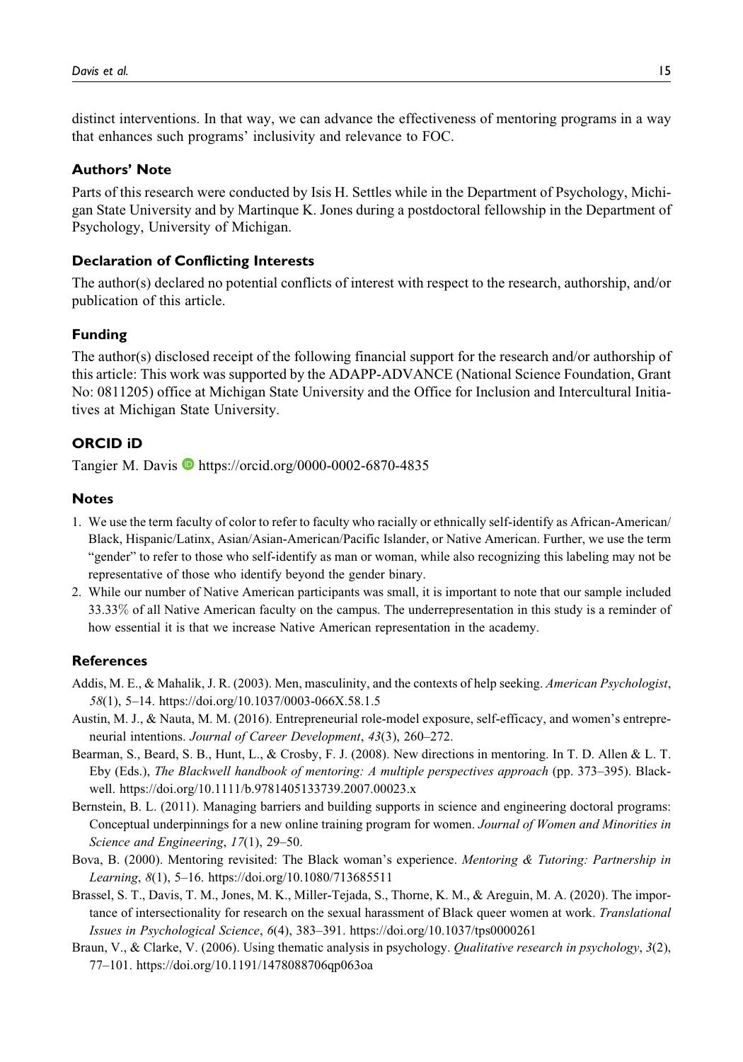distinct interventions. In that way, we can advance the effectiveness of mentoring programs in a way that enhances such programs' inclusivity and relevance to FOC.

## Authors' Note

Parts of this research were conducted by Isis H. Settles while in the Department of Psychology, Michigan State University and by Martinque K. Jones during a postdoctoral fellowship in the Department of Psychology, University of Michigan.

## Declaration of Conflicting Interests

The author(s) declared no potential conflicts of interest with respect to the research, authorship, and/or publication of this article.

## Funding

The author(s) disclosed receipt of the following financial support for the research and/or authorship of this article: This work was supported by the ADAPP-ADVANCE (National Science Foundation, Grant No: 0811205) office at Michigan State University and the Office for Inclusion and Intercultural Initiatives at Michigan State University.

## ORCID iD

Tangier M. Davis https://orcid.org/0000-0002-6870-4835

## Notes

1. We use the term faculty of color to refer to faculty who racially or ethnically self-identify as African-American/Black, Hispanic/Latinx, Asian/Asian-American/Pacific Islander, or Native American. Further, we use the term "gender" to refer to those who self-identify as man or woman, while also recognizing this labeling may not be representative of those who identify beyond the gender binary.
2. While our number of Native American participants was small, it is important to note that our sample included 33.33% of all Native American faculty on the campus. The underrepresentation in this study is a reminder of how essential it is that we increase Native American representation in the academy.

## References

Addis, M. E., & Mahalik, J. R. (2003). Men, masculinity, and the contexts of help seeking. *American Psychologist*, *58*(1), 5–14. https://doi.org/10.1037/0003-066X.58.1.5

Austin, M. J., & Nauta, M. M. (2016). Entrepreneurial role-model exposure, self-efficacy, and women's entrepreneurial intentions. *Journal of Career Development*, *43*(3), 260–272.

Bearman, S., Beard, S. B., Hunt, L., & Crosby, F. J. (2008). New directions in mentoring. In T. D. Allen & L. T. Eby (Eds.), *The Blackwell handbook of mentoring: A multiple perspectives approach* (pp. 373–395). Blackwell. https://doi.org/10.1111/b.9781405133739.2007.00023.x

Bernstein, B. L. (2011). Managing barriers and building supports in science and engineering doctoral programs: Conceptual underpinnings for a new online training program for women. *Journal of Women and Minorities in Science and Engineering*, *17*(1), 29–50.

Bova, B. (2000). Mentoring revisited: The Black woman's experience. *Mentoring & Tutoring: Partnership in Learning*, *8*(1), 5–16. https://doi.org/10.1080/713685511

Brassel, S. T., Davis, T. M., Jones, M. K., Miller-Tejada, S., Thorne, K. M., & Areguin, M. A. (2020). The importance of intersectionality for research on the sexual harassment of Black queer women at work. *Translational Issues in Psychological Science*, *6*(4), 383–391. https://doi.org/10.1037/tps0000261

Braun, V., & Clarke, V. (2006). Using thematic analysis in psychology. *Qualitative research in psychology*, *3*(2), 77–101. https://doi.org/10.1191/1478088706qp063oa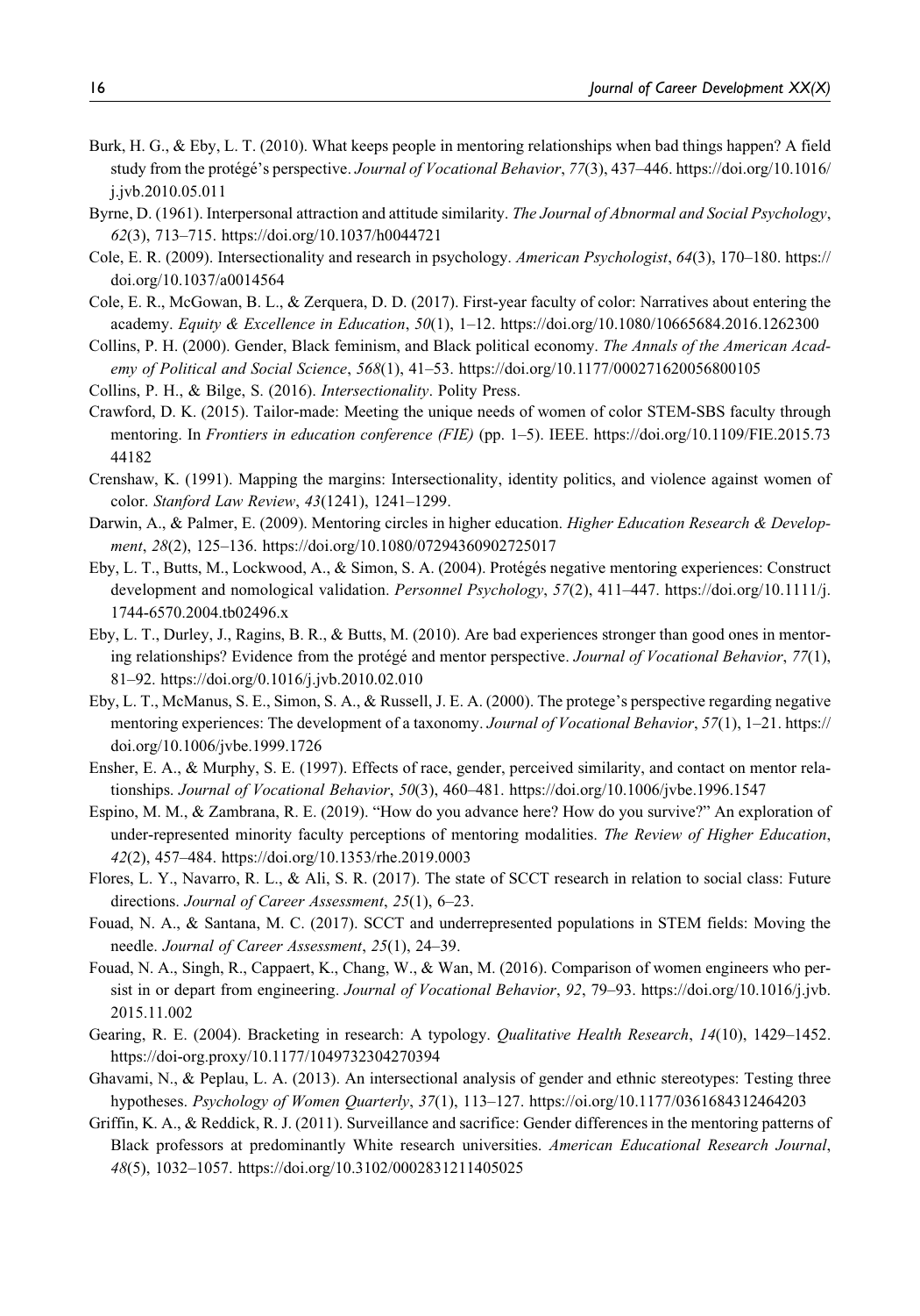Burk, H. G., & Eby, L. T. (2010). What keeps people in mentoring relationships when bad things happen? A field study from the protégé's perspective. *Journal of Vocational Behavior*, *77*(3), 437–446. https://doi.org/10.1016/j.jvb.2010.05.011

Byrne, D. (1961). Interpersonal attraction and attitude similarity. *The Journal of Abnormal and Social Psychology*, *62*(3), 713–715. https://doi.org/10.1037/h0044721

Cole, E. R. (2009). Intersectionality and research in psychology. *American Psychologist*, *64*(3), 170–180. https://doi.org/10.1037/a0014564

Cole, E. R., McGowan, B. L., & Zerquera, D. D. (2017). First-year faculty of color: Narratives about entering the academy. *Equity & Excellence in Education*, *50*(1), 1–12. https://doi.org/10.1080/10665684.2016.1262300

Collins, P. H. (2000). Gender, Black feminism, and Black political economy. *The Annals of the American Academy of Political and Social Science*, *568*(1), 41–53. https://doi.org/10.1177/000271620056800105

Collins, P. H., & Bilge, S. (2016). *Intersectionality*. Polity Press.

Crawford, D. K. (2015). Tailor-made: Meeting the unique needs of women of color STEM-SBS faculty through mentoring. In *Frontiers in education conference (FIE)* (pp. 1–5). IEEE. https://doi.org/10.1109/FIE.2015.7344182

Crenshaw, K. (1991). Mapping the margins: Intersectionality, identity politics, and violence against women of color. *Stanford Law Review*, *43*(1241), 1241–1299.

Darwin, A., & Palmer, E. (2009). Mentoring circles in higher education. *Higher Education Research & Development*, *28*(2), 125–136. https://doi.org/10.1080/07294360902725017

Eby, L. T., Butts, M., Lockwood, A., & Simon, S. A. (2004). Protégés negative mentoring experiences: Construct development and nomological validation. *Personnel Psychology*, *57*(2), 411–447. https://doi.org/10.1111/j.1744-6570.2004.tb02496.x

Eby, L. T., Durley, J., Ragins, B. R., & Butts, M. (2010). Are bad experiences stronger than good ones in mentoring relationships? Evidence from the protégé and mentor perspective. *Journal of Vocational Behavior*, *77*(1), 81–92. https://doi.org/0.1016/j.jvb.2010.02.010

Eby, L. T., McManus, S. E., Simon, S. A., & Russell, J. E. A. (2000). The protege's perspective regarding negative mentoring experiences: The development of a taxonomy. *Journal of Vocational Behavior*, *57*(1), 1–21. https://doi.org/10.1006/jvbe.1999.1726

Ensher, E. A., & Murphy, S. E. (1997). Effects of race, gender, perceived similarity, and contact on mentor relationships. *Journal of Vocational Behavior*, *50*(3), 460–481. https://doi.org/10.1006/jvbe.1996.1547

Espino, M. M., & Zambrana, R. E. (2019). "How do you advance here? How do you survive?" An exploration of under-represented minority faculty perceptions of mentoring modalities. *The Review of Higher Education*, *42*(2), 457–484. https://doi.org/10.1353/rhe.2019.0003

Flores, L. Y., Navarro, R. L., & Ali, S. R. (2017). The state of SCCT research in relation to social class: Future directions. *Journal of Career Assessment*, *25*(1), 6–23.

Fouad, N. A., & Santana, M. C. (2017). SCCT and underrepresented populations in STEM fields: Moving the needle. *Journal of Career Assessment*, *25*(1), 24–39.

Fouad, N. A., Singh, R., Cappaert, K., Chang, W., & Wan, M. (2016). Comparison of women engineers who persist in or depart from engineering. *Journal of Vocational Behavior*, *92*, 79–93. https://doi.org/10.1016/j.jvb.2015.11.002

Gearing, R. E. (2004). Bracketing in research: A typology. *Qualitative Health Research*, *14*(10), 1429–1452. https://doi-org.proxy/10.1177/1049732304270394

Ghavami, N., & Peplau, L. A. (2013). An intersectional analysis of gender and ethnic stereotypes: Testing three hypotheses. *Psychology of Women Quarterly*, *37*(1), 113–127. https://oi.org/10.1177/0361684312464203

Griffin, K. A., & Reddick, R. J. (2011). Surveillance and sacrifice: Gender differences in the mentoring patterns of Black professors at predominantly White research universities. *American Educational Research Journal*, *48*(5), 1032–1057. https://doi.org/10.3102/0002831211405025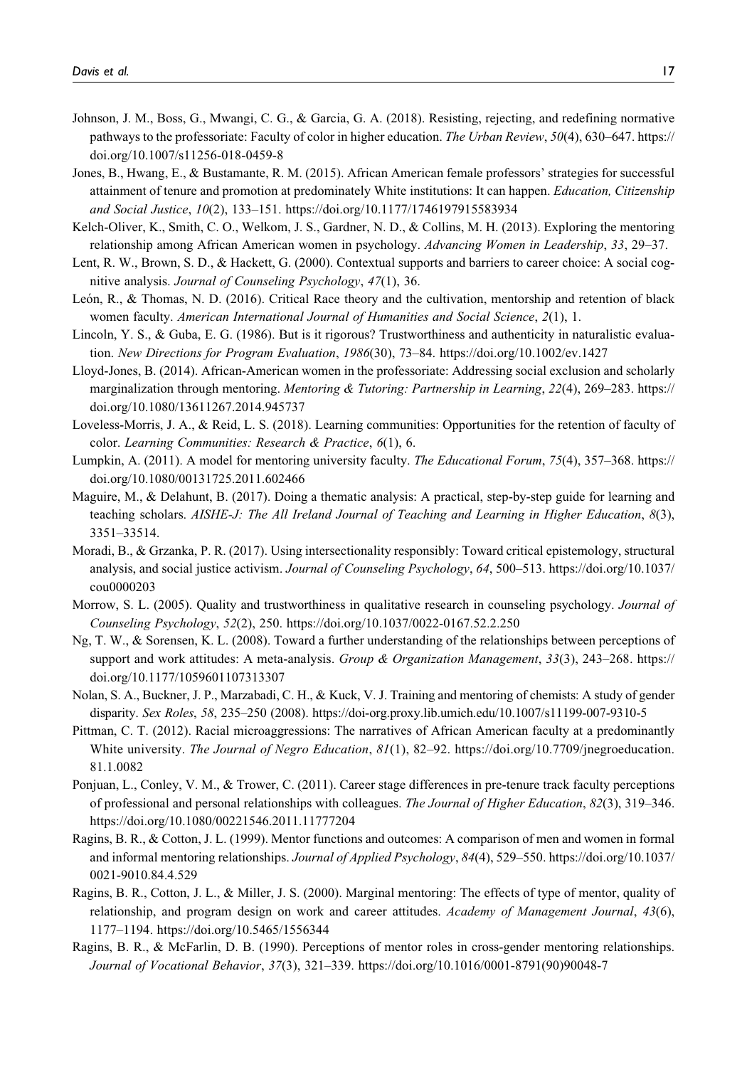Johnson, J. M., Boss, G., Mwangi, C. G., & Garcia, G. A. (2018). Resisting, rejecting, and redefining normative pathways to the professoriate: Faculty of color in higher education. *The Urban Review*, *50*(4), 630–647. https://doi.org/10.1007/s11256-018-0459-8

Jones, B., Hwang, E., & Bustamante, R. M. (2015). African American female professors' strategies for successful attainment of tenure and promotion at predominately White institutions: It can happen. *Education, Citizenship and Social Justice*, *10*(2), 133–151. https://doi.org/10.1177/1746197915583934

Kelch-Oliver, K., Smith, C. O., Welkom, J. S., Gardner, N. D., & Collins, M. H. (2013). Exploring the mentoring relationship among African American women in psychology. *Advancing Women in Leadership*, *33*, 29–37.

Lent, R. W., Brown, S. D., & Hackett, G. (2000). Contextual supports and barriers to career choice: A social cognitive analysis. *Journal of Counseling Psychology*, *47*(1), 36.

León, R., & Thomas, N. D. (2016). Critical Race theory and the cultivation, mentorship and retention of black women faculty. *American International Journal of Humanities and Social Science*, *2*(1), 1.

Lincoln, Y. S., & Guba, E. G. (1986). But is it rigorous? Trustworthiness and authenticity in naturalistic evaluation. *New Directions for Program Evaluation*, *1986*(30), 73–84. https://doi.org/10.1002/ev.1427

Lloyd-Jones, B. (2014). African-American women in the professoriate: Addressing social exclusion and scholarly marginalization through mentoring. *Mentoring & Tutoring: Partnership in Learning*, *22*(4), 269–283. https://doi.org/10.1080/13611267.2014.945737

Loveless-Morris, J. A., & Reid, L. S. (2018). Learning communities: Opportunities for the retention of faculty of color. *Learning Communities: Research & Practice*, *6*(1), 6.

Lumpkin, A. (2011). A model for mentoring university faculty. *The Educational Forum*, *75*(4), 357–368. https://doi.org/10.1080/00131725.2011.602466

Maguire, M., & Delahunt, B. (2017). Doing a thematic analysis: A practical, step-by-step guide for learning and teaching scholars. *AISHE-J: The All Ireland Journal of Teaching and Learning in Higher Education*, *8*(3), 3351–33514.

Moradi, B., & Grzanka, P. R. (2017). Using intersectionality responsibly: Toward critical epistemology, structural analysis, and social justice activism. *Journal of Counseling Psychology*, *64*, 500–513. https://doi.org/10.1037/cou0000203

Morrow, S. L. (2005). Quality and trustworthiness in qualitative research in counseling psychology. *Journal of Counseling Psychology*, *52*(2), 250. https://doi.org/10.1037/0022-0167.52.2.250

Ng, T. W., & Sorensen, K. L. (2008). Toward a further understanding of the relationships between perceptions of support and work attitudes: A meta-analysis. *Group & Organization Management*, *33*(3), 243–268. https://doi.org/10.1177/1059601107313307

Nolan, S. A., Buckner, J. P., Marzabadi, C. H., & Kuck, V. J. Training and mentoring of chemists: A study of gender disparity. *Sex Roles*, *58*, 235–250 (2008). https://doi-org.proxy.lib.umich.edu/10.1007/s11199-007-9310-5

Pittman, C. T. (2012). Racial microaggressions: The narratives of African American faculty at a predominantly White university. *The Journal of Negro Education*, *81*(1), 82–92. https://doi.org/10.7709/jnegroeducation.81.1.0082

Ponjuan, L., Conley, V. M., & Trower, C. (2011). Career stage differences in pre-tenure track faculty perceptions of professional and personal relationships with colleagues. *The Journal of Higher Education*, *82*(3), 319–346. https://doi.org/10.1080/00221546.2011.11777204

Ragins, B. R., & Cotton, J. L. (1999). Mentor functions and outcomes: A comparison of men and women in formal and informal mentoring relationships. *Journal of Applied Psychology*, *84*(4), 529–550. https://doi.org/10.1037/0021-9010.84.4.529

Ragins, B. R., Cotton, J. L., & Miller, J. S. (2000). Marginal mentoring: The effects of type of mentor, quality of relationship, and program design on work and career attitudes. *Academy of Management Journal*, *43*(6), 1177–1194. https://doi.org/10.5465/1556344

Ragins, B. R., & McFarlin, D. B. (1990). Perceptions of mentor roles in cross-gender mentoring relationships. *Journal of Vocational Behavior*, *37*(3), 321–339. https://doi.org/10.1016/0001-8791(90)90048-7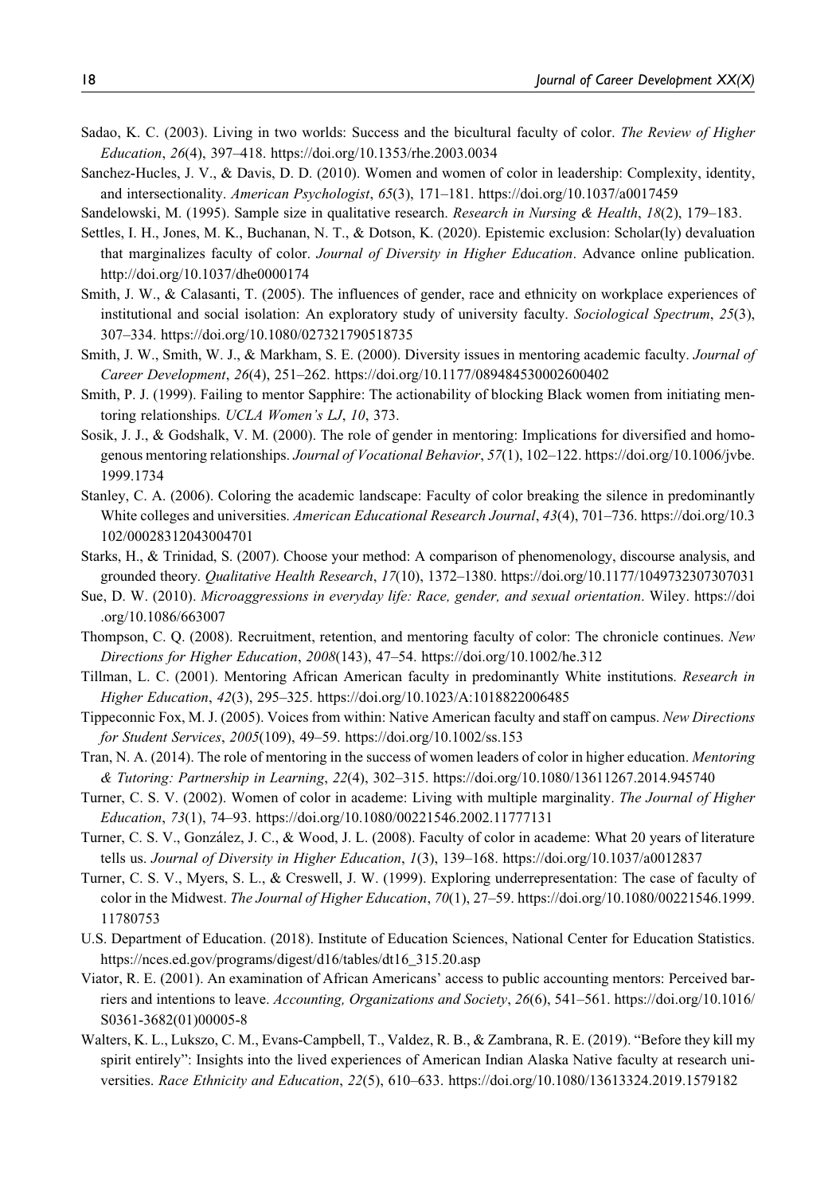Sadao, K. C. (2003). Living in two worlds: Success and the bicultural faculty of color. *The Review of Higher Education*, *26*(4), 397–418. https://doi.org/10.1353/rhe.2003.0034

Sanchez-Hucles, J. V., & Davis, D. D. (2010). Women and women of color in leadership: Complexity, identity, and intersectionality. *American Psychologist*, *65*(3), 171–181. https://doi.org/10.1037/a0017459

Sandelowski, M. (1995). Sample size in qualitative research. *Research in Nursing & Health*, *18*(2), 179–183.

Settles, I. H., Jones, M. K., Buchanan, N. T., & Dotson, K. (2020). Epistemic exclusion: Scholar(ly) devaluation that marginalizes faculty of color. *Journal of Diversity in Higher Education*. Advance online publication. http://doi.org/10.1037/dhe0000174

Smith, J. W., & Calasanti, T. (2005). The influences of gender, race and ethnicity on workplace experiences of institutional and social isolation: An exploratory study of university faculty. *Sociological Spectrum*, *25*(3), 307–334. https://doi.org/10.1080/027321790518735

Smith, J. W., Smith, W. J., & Markham, S. E. (2000). Diversity issues in mentoring academic faculty. *Journal of Career Development*, *26*(4), 251–262. https://doi.org/10.1177/089484530002600402

Smith, P. J. (1999). Failing to mentor Sapphire: The actionability of blocking Black women from initiating mentoring relationships. *UCLA Women's LJ*, *10*, 373.

Sosik, J. J., & Godshalk, V. M. (2000). The role of gender in mentoring: Implications for diversified and homogenous mentoring relationships. *Journal of Vocational Behavior*, *57*(1), 102–122. https://doi.org/10.1006/jvbe.1999.1734

Stanley, C. A. (2006). Coloring the academic landscape: Faculty of color breaking the silence in predominantly White colleges and universities. *American Educational Research Journal*, *43*(4), 701–736. https://doi.org/10.3102/00028312043004701

Starks, H., & Trinidad, S. (2007). Choose your method: A comparison of phenomenology, discourse analysis, and grounded theory. *Qualitative Health Research*, *17*(10), 1372–1380. https://doi.org/10.1177/1049732307307031

Sue, D. W. (2010). *Microaggressions in everyday life: Race, gender, and sexual orientation*. Wiley. https://doi.org/10.1086/663007

Thompson, C. Q. (2008). Recruitment, retention, and mentoring faculty of color: The chronicle continues. *New Directions for Higher Education*, *2008*(143), 47–54. https://doi.org/10.1002/he.312

Tillman, L. C. (2001). Mentoring African American faculty in predominantly White institutions. *Research in Higher Education*, *42*(3), 295–325. https://doi.org/10.1023/A:1018822006485

Tippeconnic Fox, M. J. (2005). Voices from within: Native American faculty and staff on campus. *New Directions for Student Services*, *2005*(109), 49–59. https://doi.org/10.1002/ss.153

Tran, N. A. (2014). The role of mentoring in the success of women leaders of color in higher education. *Mentoring & Tutoring: Partnership in Learning*, *22*(4), 302–315. https://doi.org/10.1080/13611267.2014.945740

Turner, C. S. V. (2002). Women of color in academe: Living with multiple marginality. *The Journal of Higher Education*, *73*(1), 74–93. https://doi.org/10.1080/00221546.2002.11777131

Turner, C. S. V., González, J. C., & Wood, J. L. (2008). Faculty of color in academe: What 20 years of literature tells us. *Journal of Diversity in Higher Education*, *1*(3), 139–168. https://doi.org/10.1037/a0012837

Turner, C. S. V., Myers, S. L., & Creswell, J. W. (1999). Exploring underrepresentation: The case of faculty of color in the Midwest. *The Journal of Higher Education*, *70*(1), 27–59. https://doi.org/10.1080/00221546.1999.11780753

U.S. Department of Education. (2018). Institute of Education Sciences, National Center for Education Statistics. https://nces.ed.gov/programs/digest/d16/tables/dt16_315.20.asp

Viator, R. E. (2001). An examination of African Americans' access to public accounting mentors: Perceived barriers and intentions to leave. *Accounting, Organizations and Society*, *26*(6), 541–561. https://doi.org/10.1016/S0361-3682(01)00005-8

Walters, K. L., Lukszo, C. M., Evans-Campbell, T., Valdez, R. B., & Zambrana, R. E. (2019). "Before they kill my spirit entirely": Insights into the lived experiences of American Indian Alaska Native faculty at research universities. *Race Ethnicity and Education*, *22*(5), 610–633. https://doi.org/10.1080/13613324.2019.1579182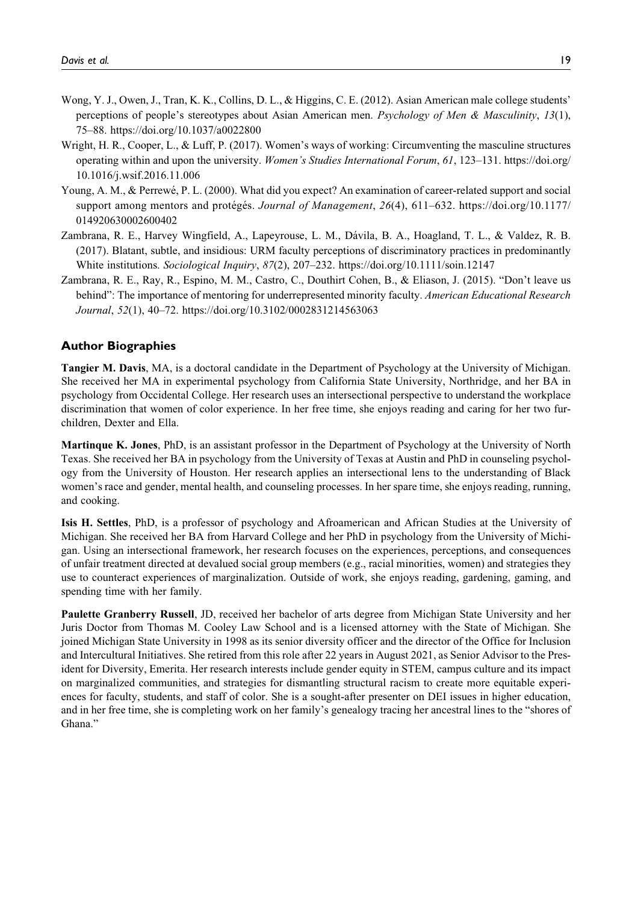Wong, Y. J., Owen, J., Tran, K. K., Collins, D. L., & Higgins, C. E. (2012). Asian American male college students' perceptions of people's stereotypes about Asian American men. *Psychology of Men & Masculinity*, *13*(1), 75–88. https://doi.org/10.1037/a0022800

Wright, H. R., Cooper, L., & Luff, P. (2017). Women's ways of working: Circumventing the masculine structures operating within and upon the university. *Women's Studies International Forum*, *61*, 123–131. https://doi.org/10.1016/j.wsif.2016.11.006

Young, A. M., & Perrewé, P. L. (2000). What did you expect? An examination of career-related support and social support among mentors and protégés. *Journal of Management*, *26*(4), 611–632. https://doi.org/10.1177/014920630002600402

Zambrana, R. E., Harvey Wingfield, A., Lapeyrouse, L. M., Dávila, B. A., Hoagland, T. L., & Valdez, R. B. (2017). Blatant, subtle, and insidious: URM faculty perceptions of discriminatory practices in predominantly White institutions. *Sociological Inquiry*, *87*(2), 207–232. https://doi.org/10.1111/soin.12147

Zambrana, R. E., Ray, R., Espino, M. M., Castro, C., Douthirt Cohen, B., & Eliason, J. (2015). "Don't leave us behind": The importance of mentoring for underrepresented minority faculty. *American Educational Research Journal*, *52*(1), 40–72. https://doi.org/10.3102/0002831214563063

## Author Biographies

**Tangier M. Davis**, MA, is a doctoral candidate in the Department of Psychology at the University of Michigan. She received her MA in experimental psychology from California State University, Northridge, and her BA in psychology from Occidental College. Her research uses an intersectional perspective to understand the workplace discrimination that women of color experience. In her free time, she enjoys reading and caring for her two fur-children, Dexter and Ella.

**Martinque K. Jones**, PhD, is an assistant professor in the Department of Psychology at the University of North Texas. She received her BA in psychology from the University of Texas at Austin and PhD in counseling psychology from the University of Houston. Her research applies an intersectional lens to the understanding of Black women's race and gender, mental health, and counseling processes. In her spare time, she enjoys reading, running, and cooking.

**Isis H. Settles**, PhD, is a professor of psychology and Afroamerican and African Studies at the University of Michigan. She received her BA from Harvard College and her PhD in psychology from the University of Michigan. Using an intersectional framework, her research focuses on the experiences, perceptions, and consequences of unfair treatment directed at devalued social group members (e.g., racial minorities, women) and strategies they use to counteract experiences of marginalization. Outside of work, she enjoys reading, gardening, gaming, and spending time with her family.

**Paulette Granberry Russell**, JD, received her bachelor of arts degree from Michigan State University and her Juris Doctor from Thomas M. Cooley Law School and is a licensed attorney with the State of Michigan. She joined Michigan State University in 1998 as its senior diversity officer and the director of the Office for Inclusion and Intercultural Initiatives. She retired from this role after 22 years in August 2021, as Senior Advisor to the President for Diversity, Emerita. Her research interests include gender equity in STEM, campus culture and its impact on marginalized communities, and strategies for dismantling structural racism to create more equitable experiences for faculty, students, and staff of color. She is a sought-after presenter on DEI issues in higher education, and in her free time, she is completing work on her family's genealogy tracing her ancestral lines to the "shores of Ghana."